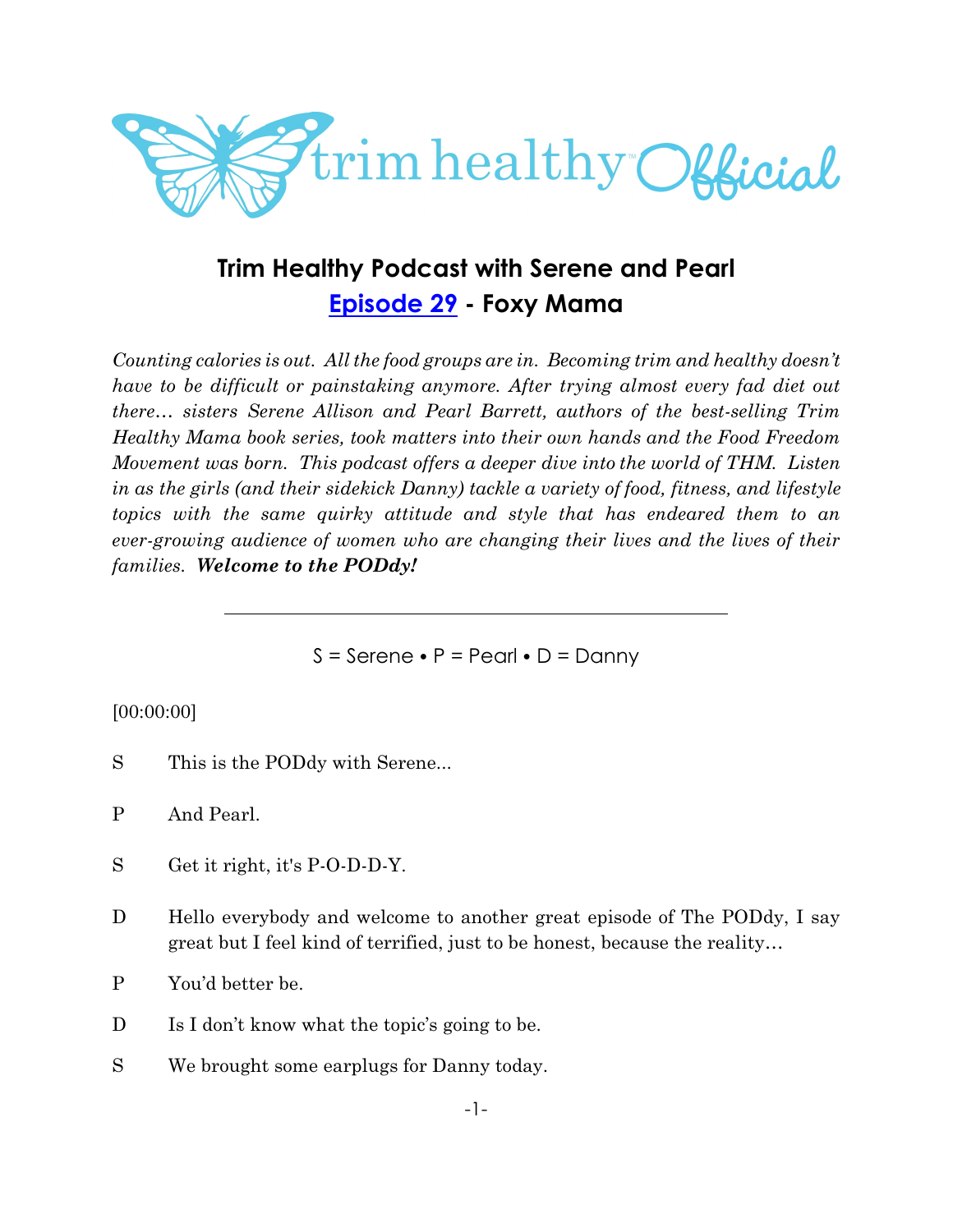# Trim Healthy Podcast with Serene and Pearl

## [Episode 29](#) - Foxy Mama

*Counting calories is out. All the food groups are in. Becoming trim and healthy doesn't have to be difficult or painstaking anymore. After trying almost every fad diet out there… sisters Serene Allison and Pearl Barrett, authors of the best-selling Trim Healthy Mama book series, took matters into their own hands and the Food Freedom Movement was born. This podcast offers a deeper dive into the world of THM. Listen in as the girls (and their sidekick Danny) tackle a variety of food, fitness, and lifestyle topics with the same quirky attitude and style that has endeared them to an ever-growing audience of women who are changing their lives and the lives of their families.* ***Welcome to the PODdy!***

---

S = Serene • P = Pearl • D = Danny

[00:00:00]

S This is the PODdy with Serene...

P And Pearl.

S Get it right, it's P-O-D-D-Y.

D Hello everybody and welcome to another great episode of The PODdy, I say great but I feel kind of terrified, just to be honest, because the reality…

P You'd better be.

D Is I don't know what the topic's going to be.

S We brought some earplugs for Danny today.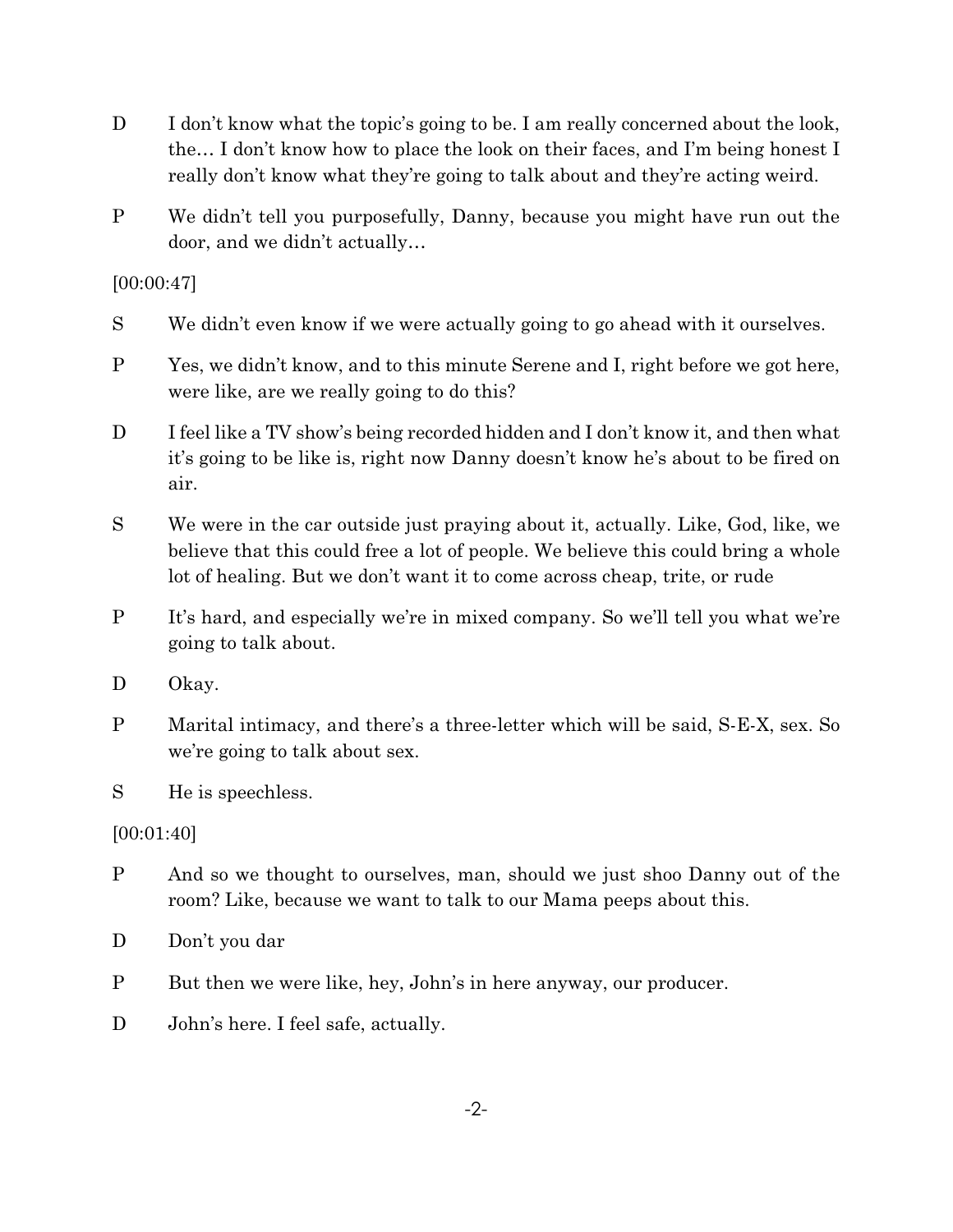D I don't know what the topic's going to be. I am really concerned about the look, the… I don't know how to place the look on their faces, and I'm being honest I really don't know what they're going to talk about and they're acting weird.

P We didn't tell you purposefully, Danny, because you might have run out the door, and we didn't actually…

[00:00:47]

S We didn't even know if we were actually going to go ahead with it ourselves.

P Yes, we didn't know, and to this minute Serene and I, right before we got here, were like, are we really going to do this?

D I feel like a TV show's being recorded hidden and I don't know it, and then what it's going to be like is, right now Danny doesn't know he's about to be fired on air.

S We were in the car outside just praying about it, actually. Like, God, like, we believe that this could free a lot of people. We believe this could bring a whole lot of healing. But we don't want it to come across cheap, trite, or rude

P It's hard, and especially we're in mixed company. So we'll tell you what we're going to talk about.

D Okay.

P Marital intimacy, and there's a three-letter which will be said, S-E-X, sex. So we're going to talk about sex.

S He is speechless.

[00:01:40]

P And so we thought to ourselves, man, should we just shoo Danny out of the room? Like, because we want to talk to our Mama peeps about this.

D Don't you dar

P But then we were like, hey, John's in here anyway, our producer.

D John's here. I feel safe, actually.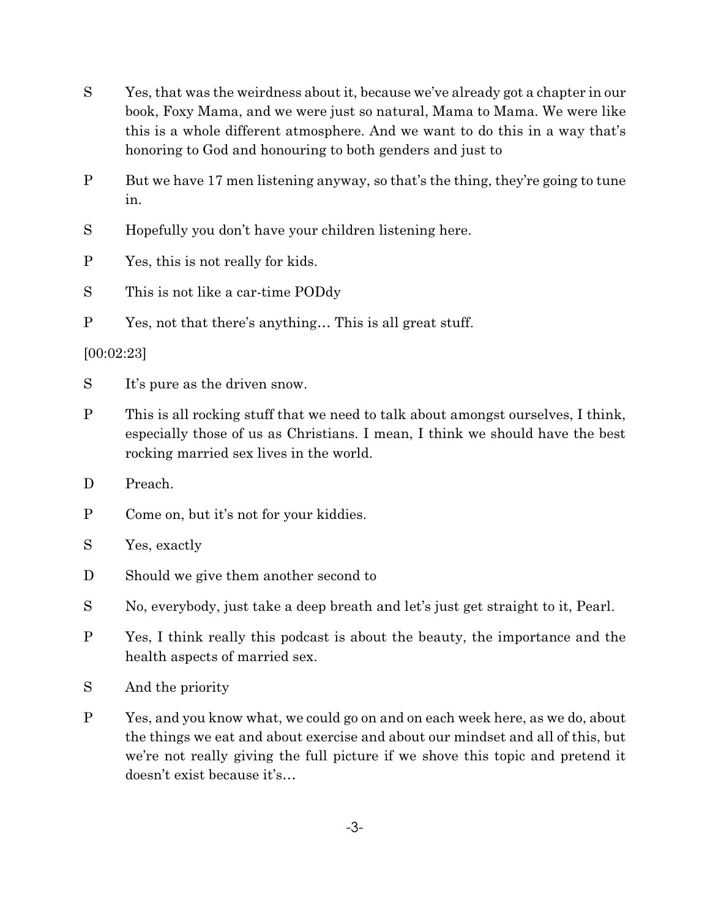S Yes, that was the weirdness about it, because we've already got a chapter in our book, Foxy Mama, and we were just so natural, Mama to Mama. We were like this is a whole different atmosphere. And we want to do this in a way that's honoring to God and honouring to both genders and just to

P But we have 17 men listening anyway, so that's the thing, they're going to tune in.

S Hopefully you don't have your children listening here.

P Yes, this is not really for kids.

S This is not like a car-time PODdy

P Yes, not that there's anything… This is all great stuff.

[00:02:23]

S It's pure as the driven snow.

P This is all rocking stuff that we need to talk about amongst ourselves, I think, especially those of us as Christians. I mean, I think we should have the best rocking married sex lives in the world.

D Preach.

P Come on, but it's not for your kiddies.

S Yes, exactly

D Should we give them another second to

S No, everybody, just take a deep breath and let's just get straight to it, Pearl.

P Yes, I think really this podcast is about the beauty, the importance and the health aspects of married sex.

S And the priority

P Yes, and you know what, we could go on and on each week here, as we do, about the things we eat and about exercise and about our mindset and all of this, but we're not really giving the full picture if we shove this topic and pretend it doesn't exist because it's…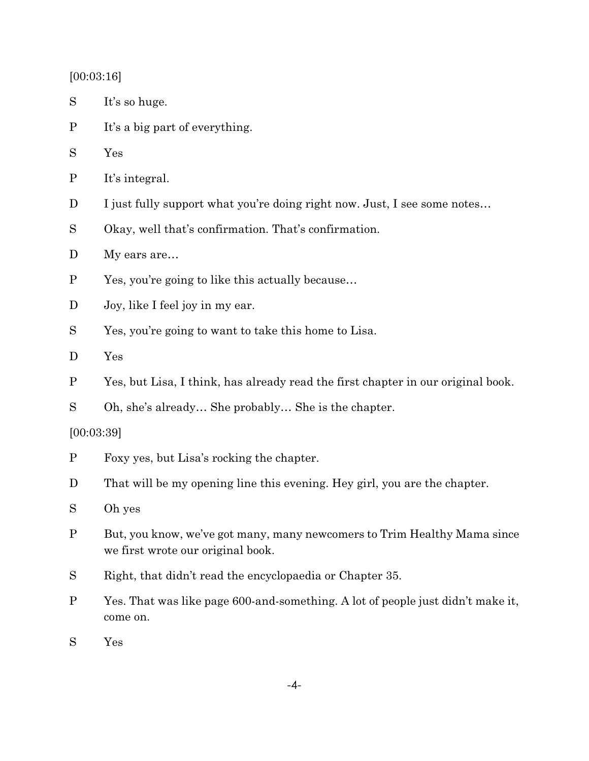[00:03:16]

S	It's so huge.

P	It's a big part of everything.

S	Yes

P	It's integral.

D	I just fully support what you're doing right now. Just, I see some notes…

S	Okay, well that's confirmation. That's confirmation.

D	My ears are…

P	Yes, you're going to like this actually because…

D	Joy, like I feel joy in my ear.

S	Yes, you're going to want to take this home to Lisa.

D	Yes

P	Yes, but Lisa, I think, has already read the first chapter in our original book.

S	Oh, she's already… She probably… She is the chapter.

[00:03:39]

P	Foxy yes, but Lisa's rocking the chapter.

D	That will be my opening line this evening. Hey girl, you are the chapter.

S	Oh yes

P	But, you know, we've got many, many newcomers to Trim Healthy Mama since we first wrote our original book.

S	Right, that didn't read the encyclopaedia or Chapter 35.

P	Yes. That was like page 600-and-something. A lot of people just didn't make it, come on.

S	Yes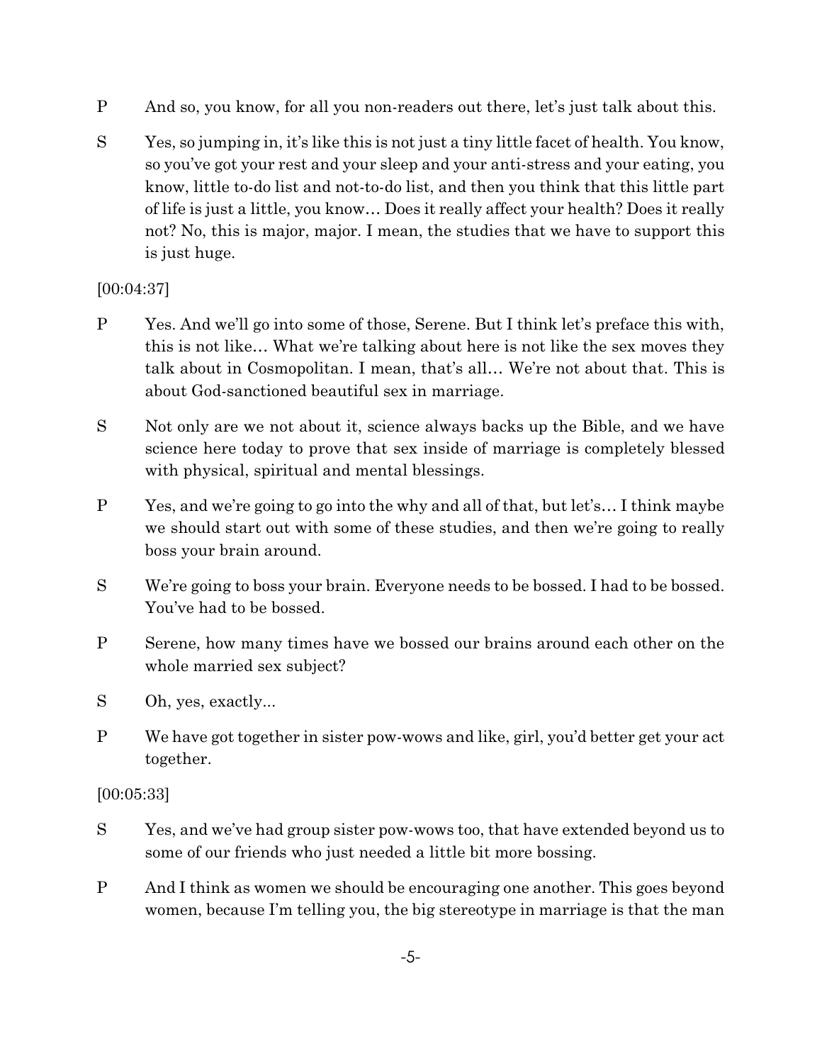P And so, you know, for all you non-readers out there, let's just talk about this.

S Yes, so jumping in, it's like this is not just a tiny little facet of health. You know, so you've got your rest and your sleep and your anti-stress and your eating, you know, little to-do list and not-to-do list, and then you think that this little part of life is just a little, you know… Does it really affect your health? Does it really not? No, this is major, major. I mean, the studies that we have to support this is just huge.

[00:04:37]

P Yes. And we'll go into some of those, Serene. But I think let's preface this with, this is not like… What we're talking about here is not like the sex moves they talk about in Cosmopolitan. I mean, that's all… We're not about that. This is about God-sanctioned beautiful sex in marriage.

S Not only are we not about it, science always backs up the Bible, and we have science here today to prove that sex inside of marriage is completely blessed with physical, spiritual and mental blessings.

P Yes, and we're going to go into the why and all of that, but let's… I think maybe we should start out with some of these studies, and then we're going to really boss your brain around.

S We're going to boss your brain. Everyone needs to be bossed. I had to be bossed. You've had to be bossed.

P Serene, how many times have we bossed our brains around each other on the whole married sex subject?

S Oh, yes, exactly...

P We have got together in sister pow-wows and like, girl, you'd better get your act together.

[00:05:33]

S Yes, and we've had group sister pow-wows too, that have extended beyond us to some of our friends who just needed a little bit more bossing.

P And I think as women we should be encouraging one another. This goes beyond women, because I'm telling you, the big stereotype in marriage is that the man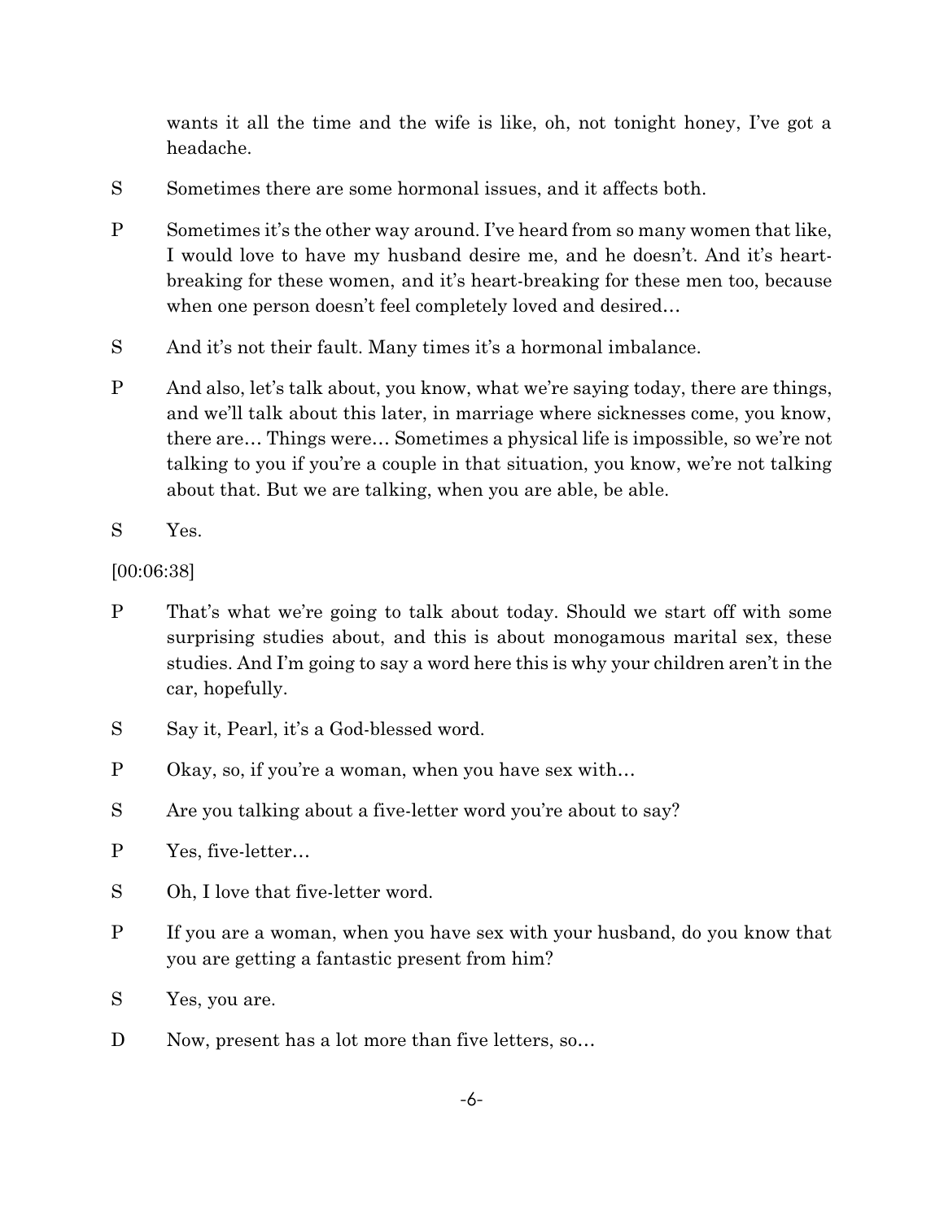wants it all the time and the wife is like, oh, not tonight honey, I've got a headache.

S Sometimes there are some hormonal issues, and it affects both.

P Sometimes it's the other way around. I've heard from so many women that like, I would love to have my husband desire me, and he doesn't. And it's heart-breaking for these women, and it's heart-breaking for these men too, because when one person doesn't feel completely loved and desired…

S And it's not their fault. Many times it's a hormonal imbalance.

P And also, let's talk about, you know, what we're saying today, there are things, and we'll talk about this later, in marriage where sicknesses come, you know, there are… Things were… Sometimes a physical life is impossible, so we're not talking to you if you're a couple in that situation, you know, we're not talking about that. But we are talking, when you are able, be able.

S Yes.

[00:06:38]

P That's what we're going to talk about today. Should we start off with some surprising studies about, and this is about monogamous marital sex, these studies. And I'm going to say a word here this is why your children aren't in the car, hopefully.

S Say it, Pearl, it's a God-blessed word.

P Okay, so, if you're a woman, when you have sex with…

S Are you talking about a five-letter word you're about to say?

P Yes, five-letter…

S Oh, I love that five-letter word.

P If you are a woman, when you have sex with your husband, do you know that you are getting a fantastic present from him?

S Yes, you are.

D Now, present has a lot more than five letters, so…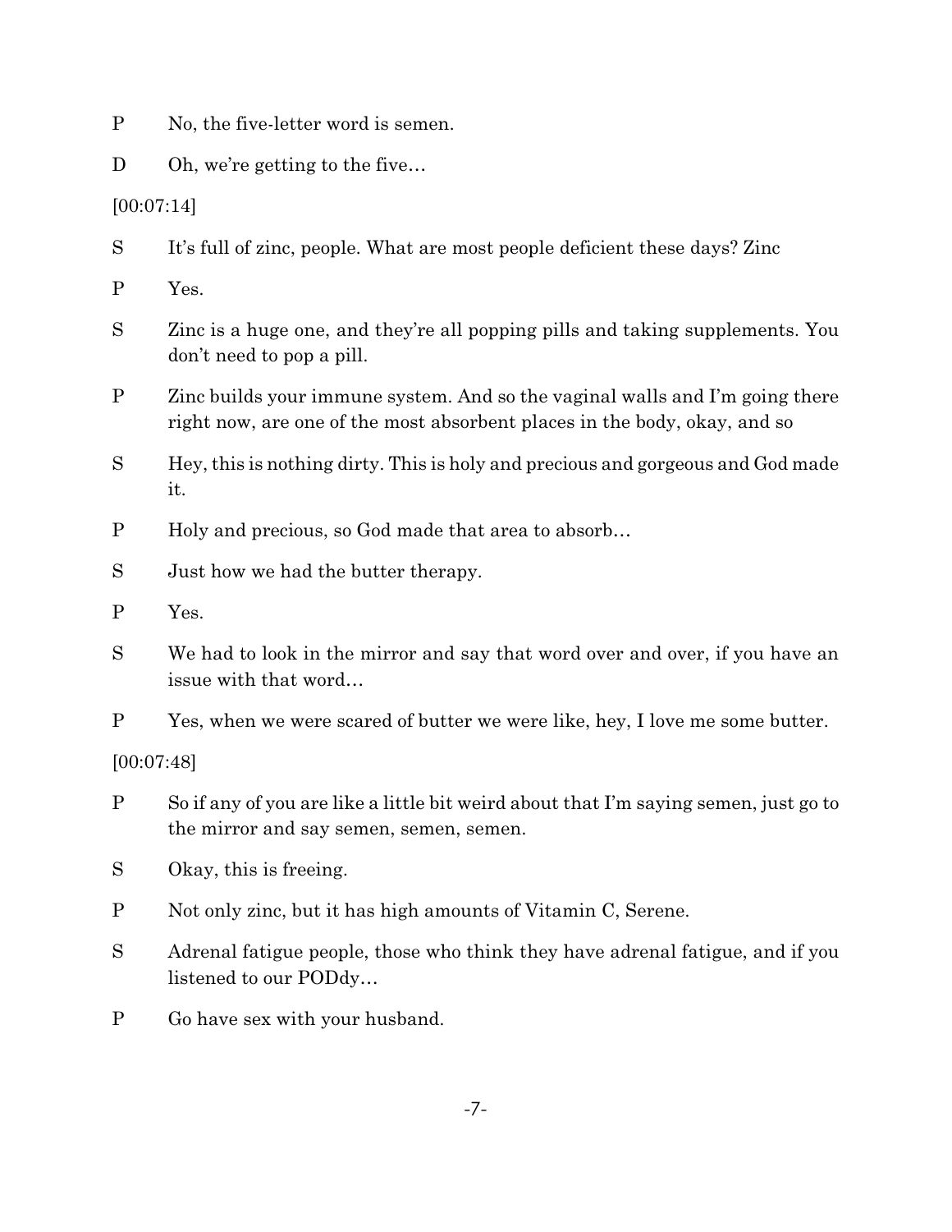P No, the five-letter word is semen.

D Oh, we're getting to the five…

[00:07:14]

S It's full of zinc, people. What are most people deficient these days? Zinc

P Yes.

S Zinc is a huge one, and they're all popping pills and taking supplements. You don't need to pop a pill.

P Zinc builds your immune system. And so the vaginal walls and I'm going there right now, are one of the most absorbent places in the body, okay, and so

S Hey, this is nothing dirty. This is holy and precious and gorgeous and God made it.

P Holy and precious, so God made that area to absorb…

S Just how we had the butter therapy.

P Yes.

S We had to look in the mirror and say that word over and over, if you have an issue with that word…

P Yes, when we were scared of butter we were like, hey, I love me some butter.

[00:07:48]

P So if any of you are like a little bit weird about that I'm saying semen, just go to the mirror and say semen, semen, semen.

S Okay, this is freeing.

P Not only zinc, but it has high amounts of Vitamin C, Serene.

S Adrenal fatigue people, those who think they have adrenal fatigue, and if you listened to our PODdy…

P Go have sex with your husband.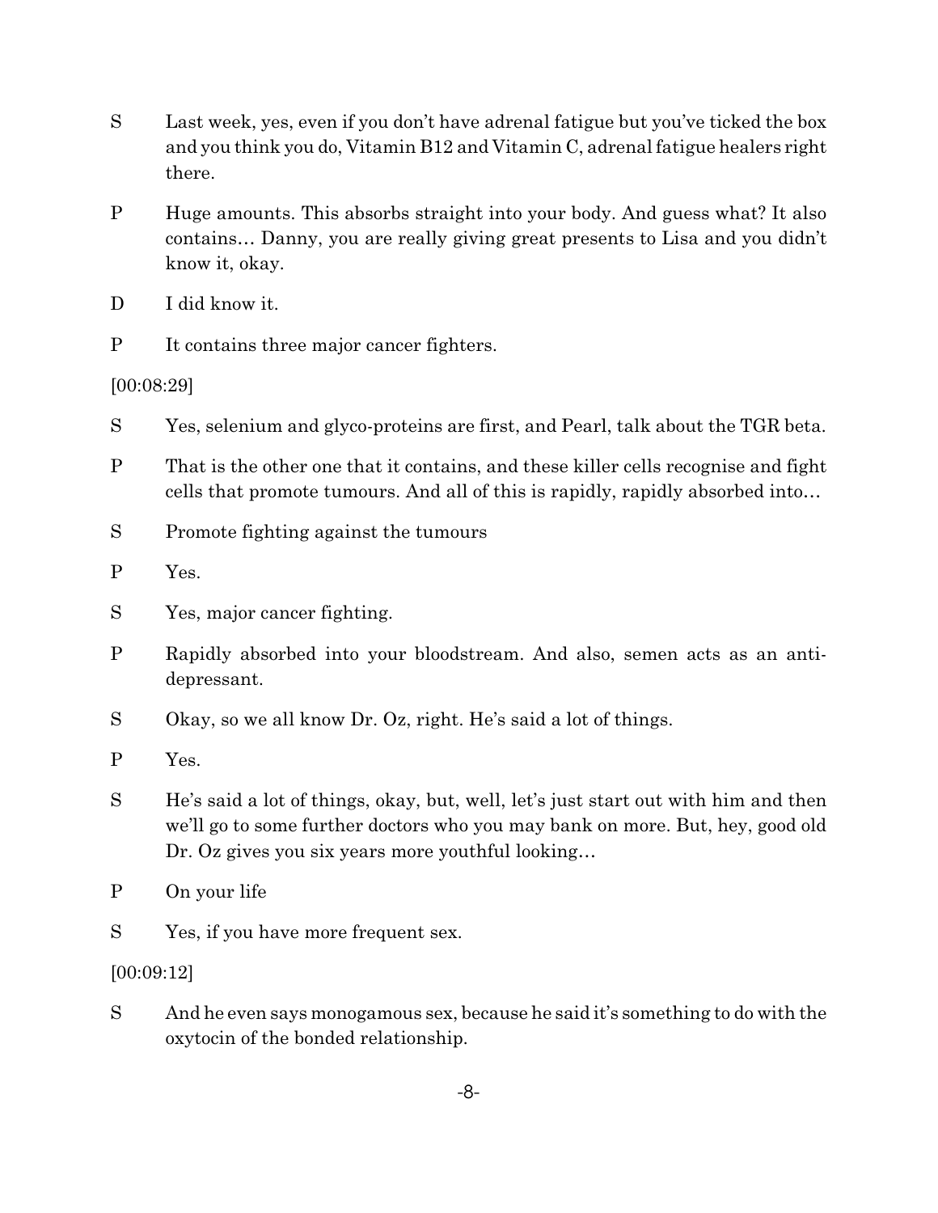S Last week, yes, even if you don't have adrenal fatigue but you've ticked the box and you think you do, Vitamin B12 and Vitamin C, adrenal fatigue healers right there.

P Huge amounts. This absorbs straight into your body. And guess what? It also contains… Danny, you are really giving great presents to Lisa and you didn't know it, okay.

D I did know it.

P It contains three major cancer fighters.

[00:08:29]

S Yes, selenium and glyco-proteins are first, and Pearl, talk about the TGR beta.

P That is the other one that it contains, and these killer cells recognise and fight cells that promote tumours. And all of this is rapidly, rapidly absorbed into…

S Promote fighting against the tumours

P Yes.

S Yes, major cancer fighting.

P Rapidly absorbed into your bloodstream. And also, semen acts as an anti-depressant.

S Okay, so we all know Dr. Oz, right. He's said a lot of things.

P Yes.

S He's said a lot of things, okay, but, well, let's just start out with him and then we'll go to some further doctors who you may bank on more. But, hey, good old Dr. Oz gives you six years more youthful looking…

P On your life

S Yes, if you have more frequent sex.

[00:09:12]

S And he even says monogamous sex, because he said it's something to do with the oxytocin of the bonded relationship.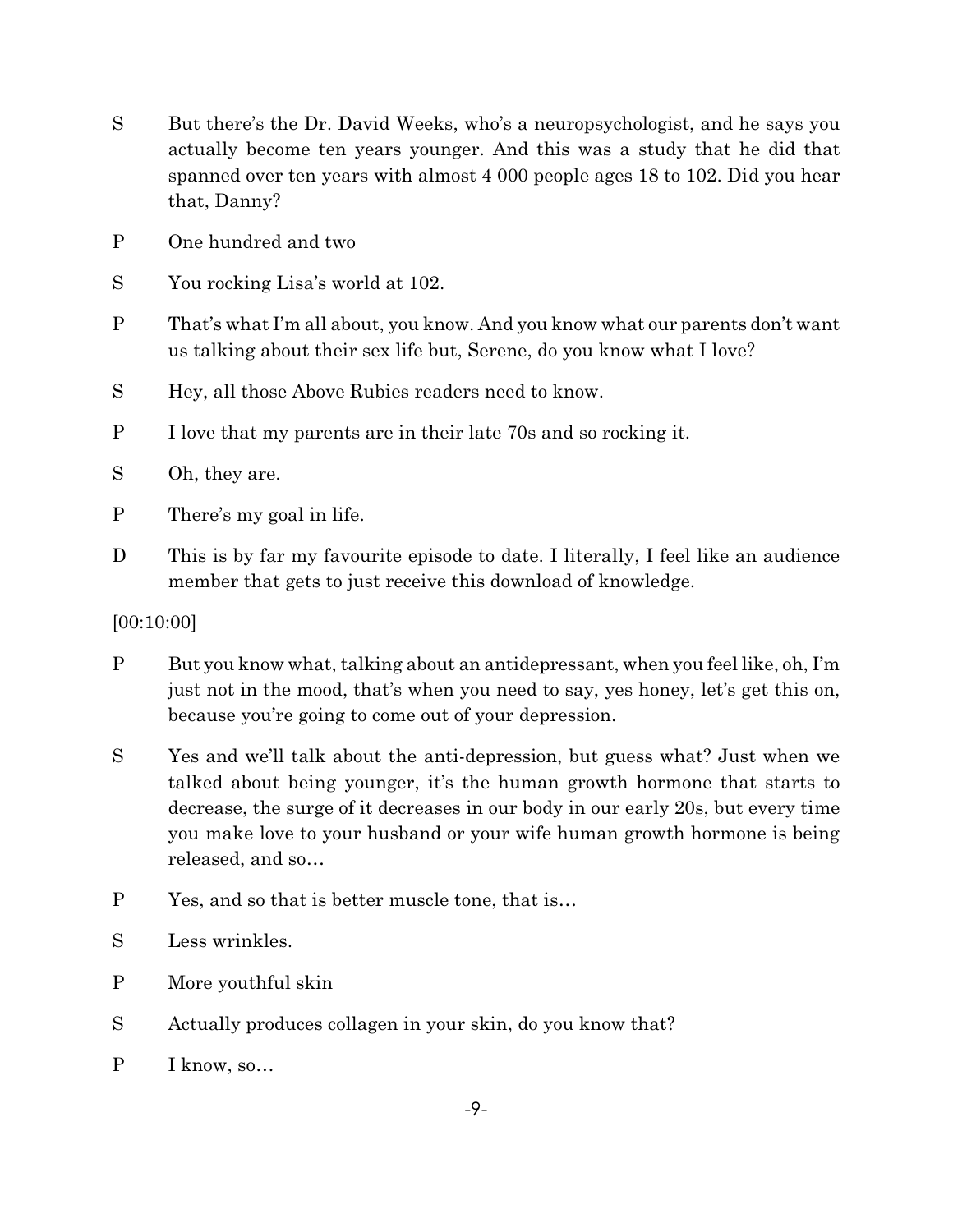S But there's the Dr. David Weeks, who's a neuropsychologist, and he says you actually become ten years younger. And this was a study that he did that spanned over ten years with almost 4 000 people ages 18 to 102. Did you hear that, Danny?

P One hundred and two

S You rocking Lisa's world at 102.

P That's what I'm all about, you know. And you know what our parents don't want us talking about their sex life but, Serene, do you know what I love?

S Hey, all those Above Rubies readers need to know.

P I love that my parents are in their late 70s and so rocking it.

S Oh, they are.

P There's my goal in life.

D This is by far my favourite episode to date. I literally, I feel like an audience member that gets to just receive this download of knowledge.

[00:10:00]

P But you know what, talking about an antidepressant, when you feel like, oh, I'm just not in the mood, that's when you need to say, yes honey, let's get this on, because you're going to come out of your depression.

S Yes and we'll talk about the anti-depression, but guess what? Just when we talked about being younger, it's the human growth hormone that starts to decrease, the surge of it decreases in our body in our early 20s, but every time you make love to your husband or your wife human growth hormone is being released, and so…

P Yes, and so that is better muscle tone, that is…

S Less wrinkles.

P More youthful skin

S Actually produces collagen in your skin, do you know that?

P I know, so…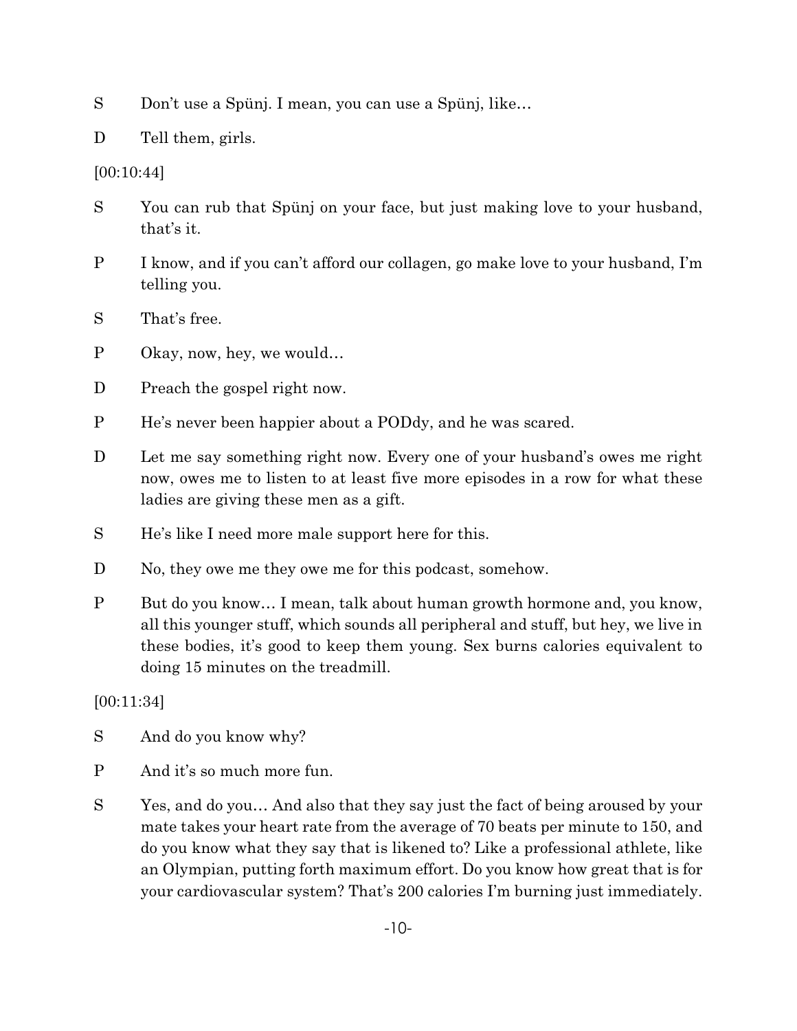S Don't use a Spünj. I mean, you can use a Spünj, like…

D Tell them, girls.

[00:10:44]

S You can rub that Spünj on your face, but just making love to your husband, that's it.

P I know, and if you can't afford our collagen, go make love to your husband, I'm telling you.

S That's free.

P Okay, now, hey, we would…

D Preach the gospel right now.

P He's never been happier about a PODdy, and he was scared.

D Let me say something right now. Every one of your husband's owes me right now, owes me to listen to at least five more episodes in a row for what these ladies are giving these men as a gift.

S He's like I need more male support here for this.

D No, they owe me they owe me for this podcast, somehow.

P But do you know… I mean, talk about human growth hormone and, you know, all this younger stuff, which sounds all peripheral and stuff, but hey, we live in these bodies, it's good to keep them young. Sex burns calories equivalent to doing 15 minutes on the treadmill.

[00:11:34]

S And do you know why?

P And it's so much more fun.

S Yes, and do you… And also that they say just the fact of being aroused by your mate takes your heart rate from the average of 70 beats per minute to 150, and do you know what they say that is likened to? Like a professional athlete, like an Olympian, putting forth maximum effort. Do you know how great that is for your cardiovascular system? That's 200 calories I'm burning just immediately.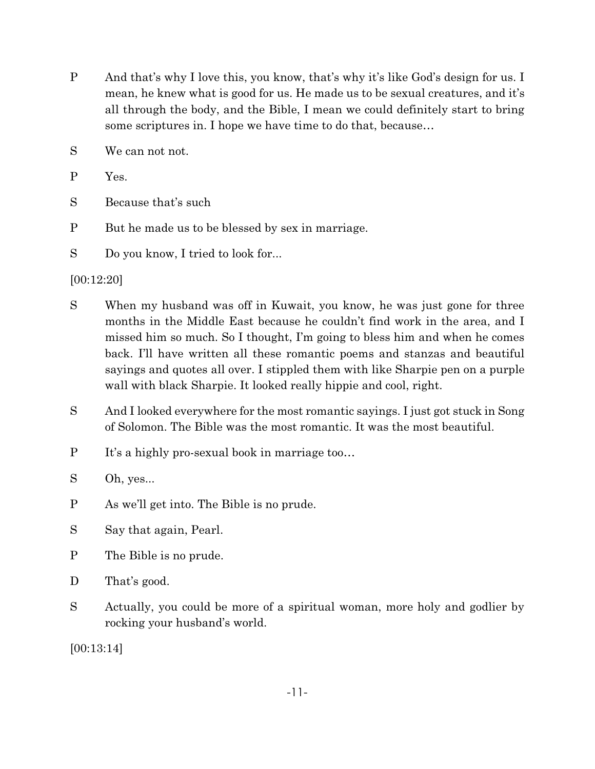P And that's why I love this, you know, that's why it's like God's design for us. I mean, he knew what is good for us. He made us to be sexual creatures, and it's all through the body, and the Bible, I mean we could definitely start to bring some scriptures in. I hope we have time to do that, because…

S We can not not.

P Yes.

S Because that's such

P But he made us to be blessed by sex in marriage.

S Do you know, I tried to look for...

[00:12:20]

S When my husband was off in Kuwait, you know, he was just gone for three months in the Middle East because he couldn't find work in the area, and I missed him so much. So I thought, I'm going to bless him and when he comes back. I'll have written all these romantic poems and stanzas and beautiful sayings and quotes all over. I stippled them with like Sharpie pen on a purple wall with black Sharpie. It looked really hippie and cool, right.

S And I looked everywhere for the most romantic sayings. I just got stuck in Song of Solomon. The Bible was the most romantic. It was the most beautiful.

P It's a highly pro-sexual book in marriage too…

S Oh, yes...

P As we'll get into. The Bible is no prude.

S Say that again, Pearl.

P The Bible is no prude.

D That's good.

S Actually, you could be more of a spiritual woman, more holy and godlier by rocking your husband's world.

[00:13:14]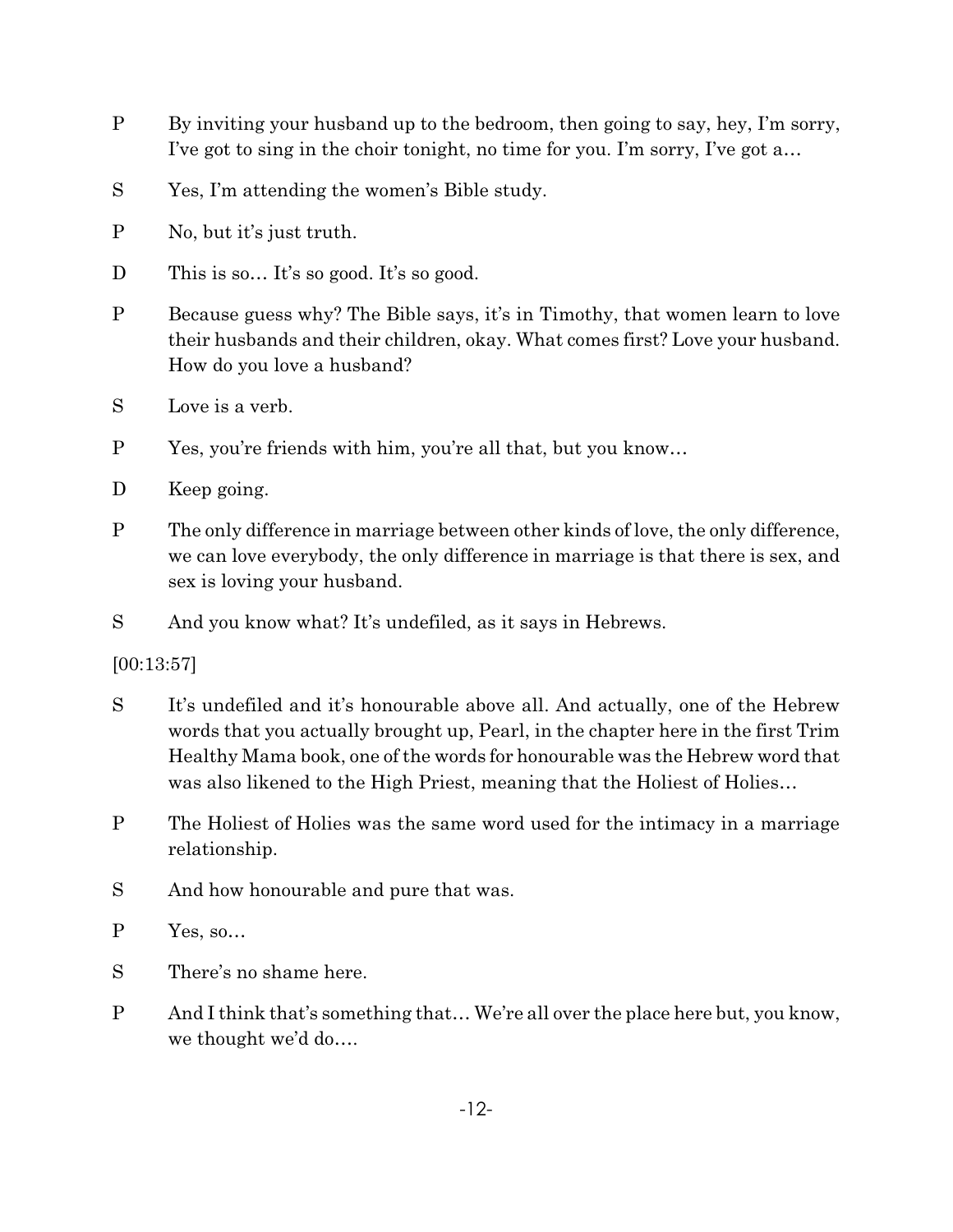P By inviting your husband up to the bedroom, then going to say, hey, I'm sorry, I've got to sing in the choir tonight, no time for you. I'm sorry, I've got a…

S Yes, I'm attending the women's Bible study.

P No, but it's just truth.

D This is so… It's so good. It's so good.

P Because guess why? The Bible says, it's in Timothy, that women learn to love their husbands and their children, okay. What comes first? Love your husband. How do you love a husband?

S Love is a verb.

P Yes, you're friends with him, you're all that, but you know…

D Keep going.

P The only difference in marriage between other kinds of love, the only difference, we can love everybody, the only difference in marriage is that there is sex, and sex is loving your husband.

S And you know what? It's undefiled, as it says in Hebrews.

[00:13:57]

S It's undefiled and it's honourable above all. And actually, one of the Hebrew words that you actually brought up, Pearl, in the chapter here in the first Trim Healthy Mama book, one of the words for honourable was the Hebrew word that was also likened to the High Priest, meaning that the Holiest of Holies…

P The Holiest of Holies was the same word used for the intimacy in a marriage relationship.

S And how honourable and pure that was.

P Yes, so…

S There's no shame here.

P And I think that's something that… We're all over the place here but, you know, we thought we'd do….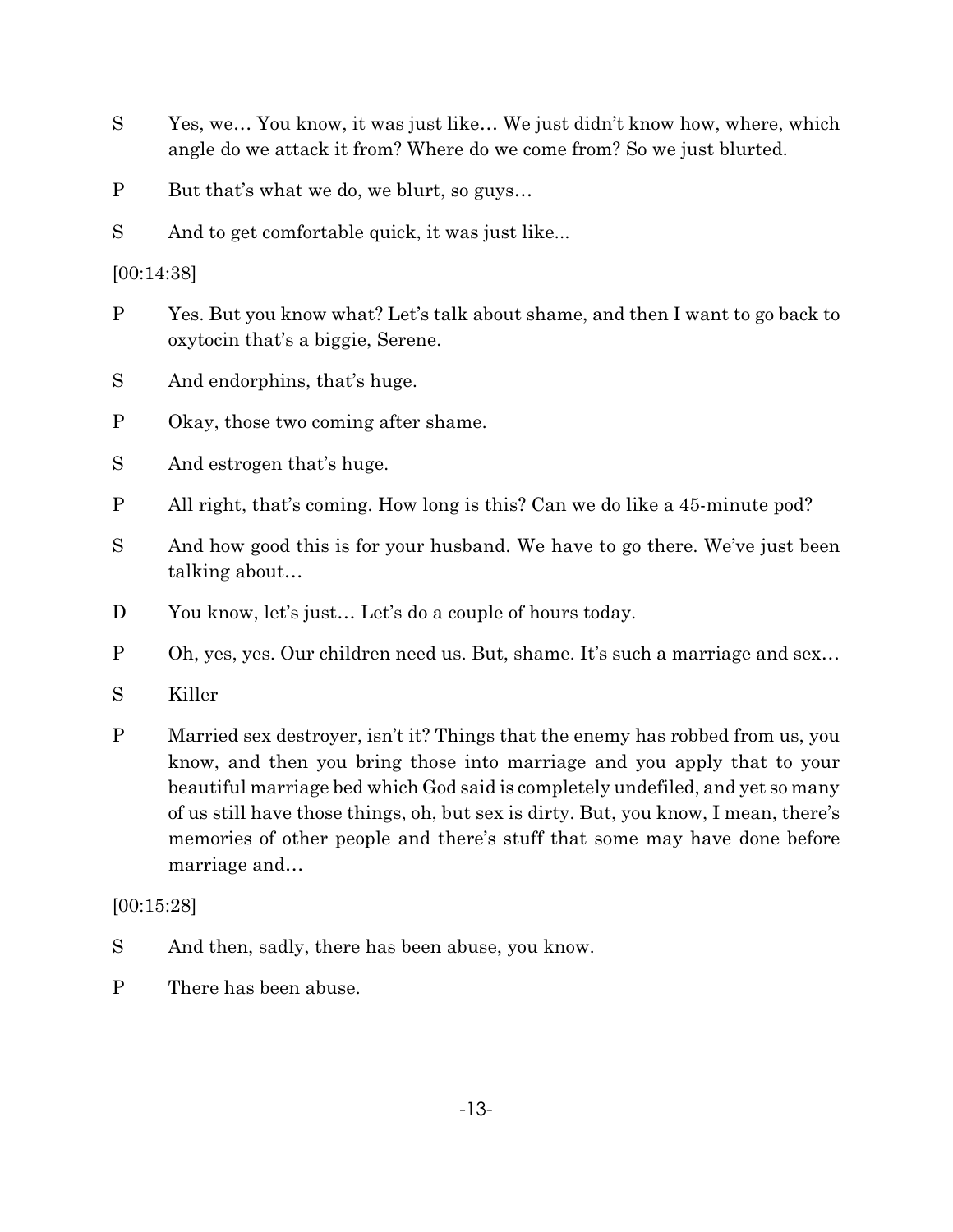S Yes, we… You know, it was just like… We just didn't know how, where, which angle do we attack it from? Where do we come from? So we just blurted.

P But that's what we do, we blurt, so guys…

S And to get comfortable quick, it was just like...

[00:14:38]

P Yes. But you know what? Let's talk about shame, and then I want to go back to oxytocin that's a biggie, Serene.

S And endorphins, that's huge.

P Okay, those two coming after shame.

S And estrogen that's huge.

P All right, that's coming. How long is this? Can we do like a 45-minute pod?

S And how good this is for your husband. We have to go there. We've just been talking about…

D You know, let's just… Let's do a couple of hours today.

P Oh, yes, yes. Our children need us. But, shame. It's such a marriage and sex…

S Killer

P Married sex destroyer, isn't it? Things that the enemy has robbed from us, you know, and then you bring those into marriage and you apply that to your beautiful marriage bed which God said is completely undefiled, and yet so many of us still have those things, oh, but sex is dirty. But, you know, I mean, there's memories of other people and there's stuff that some may have done before marriage and…

[00:15:28]

S And then, sadly, there has been abuse, you know.

P There has been abuse.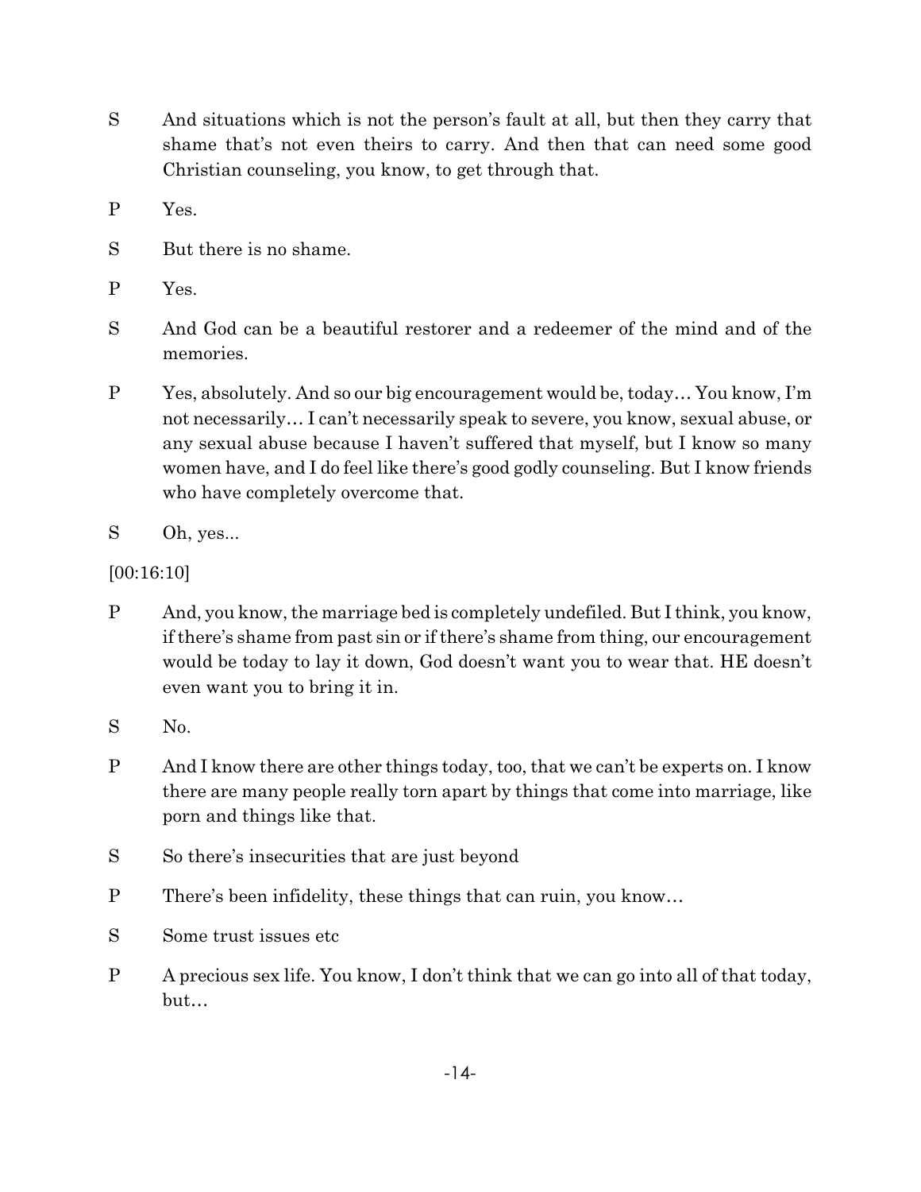S And situations which is not the person's fault at all, but then they carry that shame that's not even theirs to carry. And then that can need some good Christian counseling, you know, to get through that.

P Yes.

S But there is no shame.

P Yes.

S And God can be a beautiful restorer and a redeemer of the mind and of the memories.

P Yes, absolutely. And so our big encouragement would be, today… You know, I'm not necessarily… I can't necessarily speak to severe, you know, sexual abuse, or any sexual abuse because I haven't suffered that myself, but I know so many women have, and I do feel like there's good godly counseling. But I know friends who have completely overcome that.

S Oh, yes...

[00:16:10]

P And, you know, the marriage bed is completely undefiled. But I think, you know, if there's shame from past sin or if there's shame from thing, our encouragement would be today to lay it down, God doesn't want you to wear that. HE doesn't even want you to bring it in.

S No.

P And I know there are other things today, too, that we can't be experts on. I know there are many people really torn apart by things that come into marriage, like porn and things like that.

S So there's insecurities that are just beyond

P There's been infidelity, these things that can ruin, you know…

S Some trust issues etc

P A precious sex life. You know, I don't think that we can go into all of that today, but…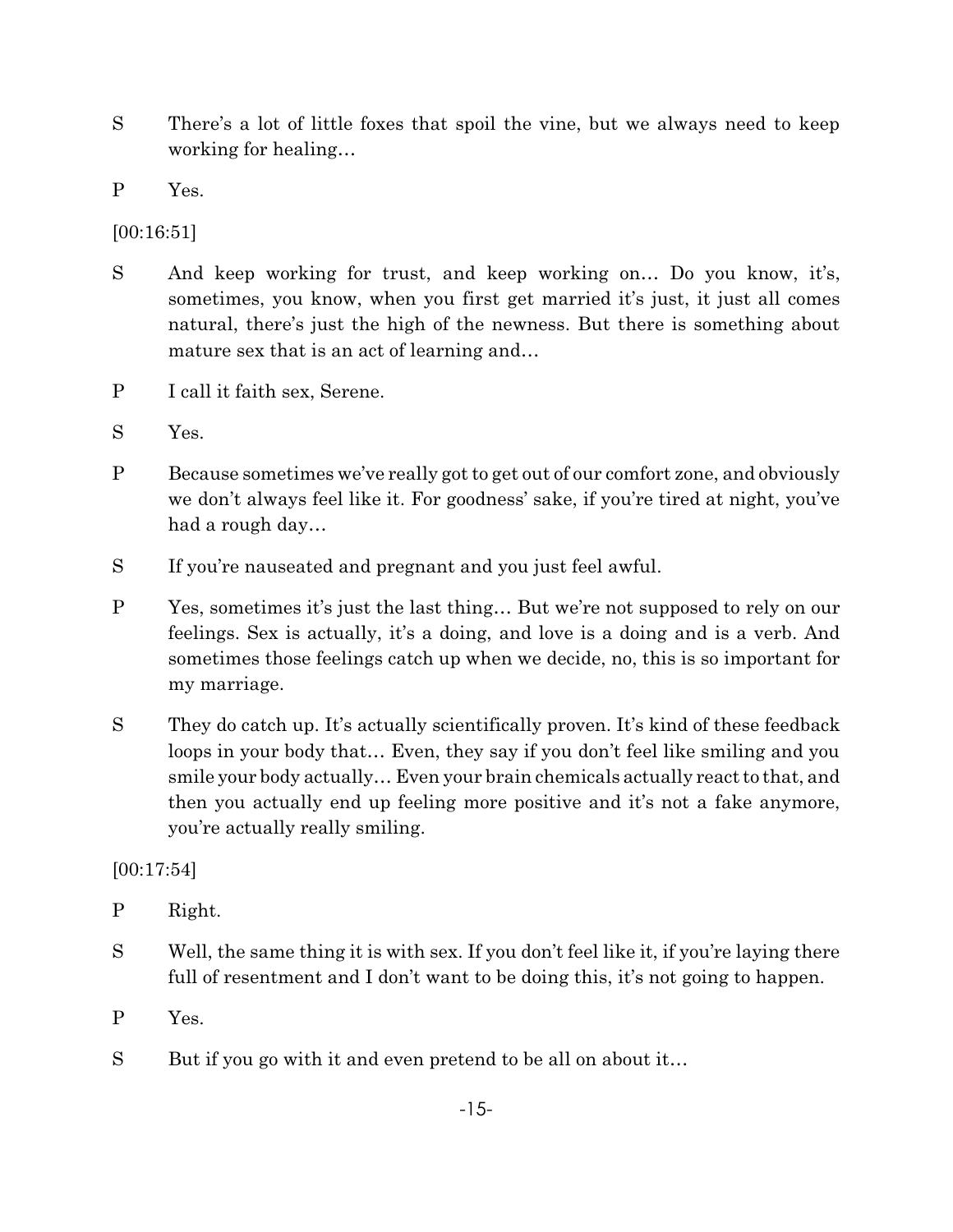S There's a lot of little foxes that spoil the vine, but we always need to keep working for healing…

P Yes.

[00:16:51]

S And keep working for trust, and keep working on… Do you know, it's, sometimes, you know, when you first get married it's just, it just all comes natural, there's just the high of the newness. But there is something about mature sex that is an act of learning and…

P I call it faith sex, Serene.

S Yes.

P Because sometimes we've really got to get out of our comfort zone, and obviously we don't always feel like it. For goodness' sake, if you're tired at night, you've had a rough day…

S If you're nauseated and pregnant and you just feel awful.

P Yes, sometimes it's just the last thing… But we're not supposed to rely on our feelings. Sex is actually, it's a doing, and love is a doing and is a verb. And sometimes those feelings catch up when we decide, no, this is so important for my marriage.

S They do catch up. It's actually scientifically proven. It's kind of these feedback loops in your body that… Even, they say if you don't feel like smiling and you smile your body actually… Even your brain chemicals actually react to that, and then you actually end up feeling more positive and it's not a fake anymore, you're actually really smiling.

[00:17:54]

P Right.

S Well, the same thing it is with sex. If you don't feel like it, if you're laying there full of resentment and I don't want to be doing this, it's not going to happen.

P Yes.

S But if you go with it and even pretend to be all on about it…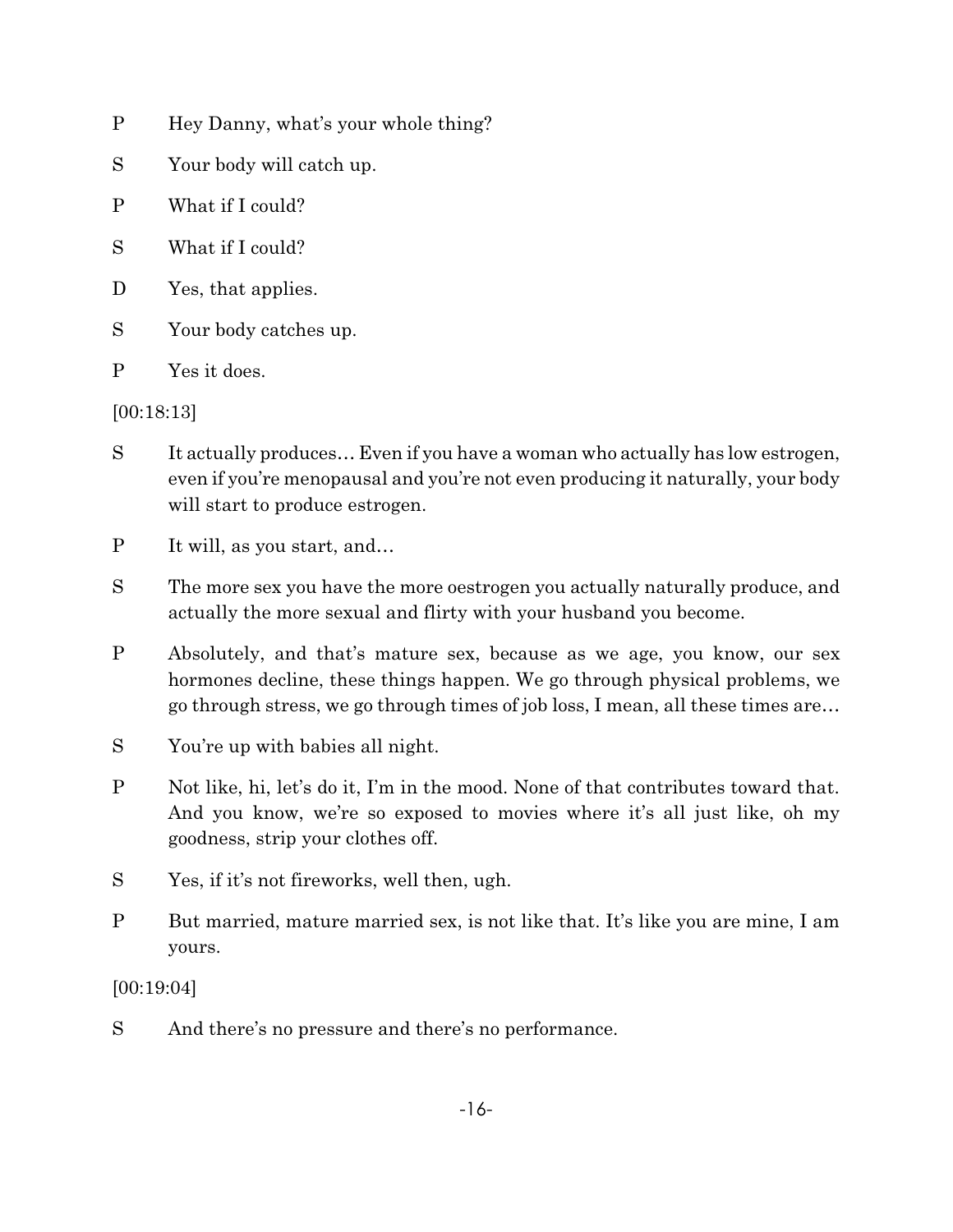P Hey Danny, what's your whole thing?

S Your body will catch up.

P What if I could?

S What if I could?

D Yes, that applies.

S Your body catches up.

P Yes it does.

[00:18:13]

S It actually produces… Even if you have a woman who actually has low estrogen, even if you're menopausal and you're not even producing it naturally, your body will start to produce estrogen.

P It will, as you start, and…

S The more sex you have the more oestrogen you actually naturally produce, and actually the more sexual and flirty with your husband you become.

P Absolutely, and that's mature sex, because as we age, you know, our sex hormones decline, these things happen. We go through physical problems, we go through stress, we go through times of job loss, I mean, all these times are…

S You're up with babies all night.

P Not like, hi, let's do it, I'm in the mood. None of that contributes toward that. And you know, we're so exposed to movies where it's all just like, oh my goodness, strip your clothes off.

S Yes, if it's not fireworks, well then, ugh.

P But married, mature married sex, is not like that. It's like you are mine, I am yours.

[00:19:04]

S And there's no pressure and there's no performance.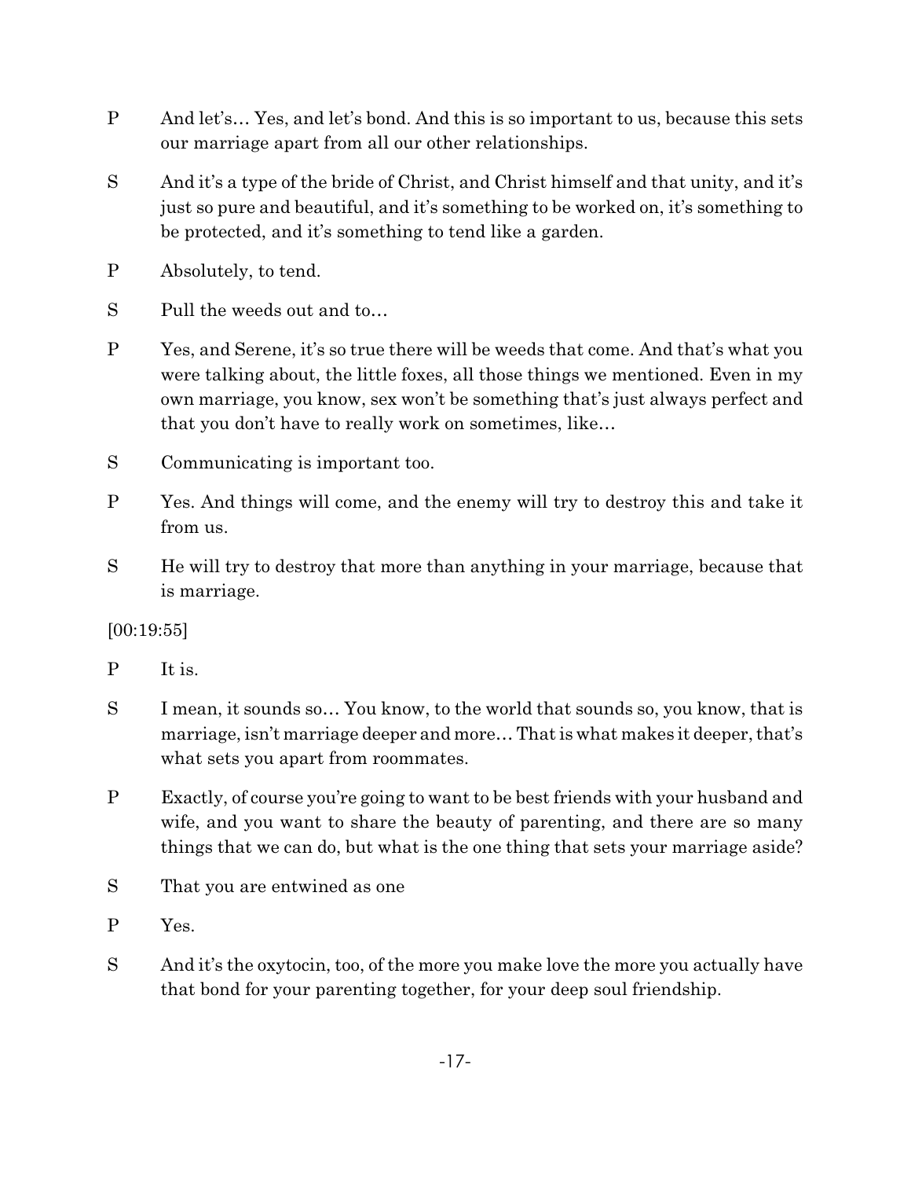P And let's… Yes, and let's bond. And this is so important to us, because this sets our marriage apart from all our other relationships.

S And it's a type of the bride of Christ, and Christ himself and that unity, and it's just so pure and beautiful, and it's something to be worked on, it's something to be protected, and it's something to tend like a garden.

P Absolutely, to tend.

S Pull the weeds out and to…

P Yes, and Serene, it's so true there will be weeds that come. And that's what you were talking about, the little foxes, all those things we mentioned. Even in my own marriage, you know, sex won't be something that's just always perfect and that you don't have to really work on sometimes, like…

S Communicating is important too.

P Yes. And things will come, and the enemy will try to destroy this and take it from us.

S He will try to destroy that more than anything in your marriage, because that is marriage.

[00:19:55]

P It is.

S I mean, it sounds so… You know, to the world that sounds so, you know, that is marriage, isn't marriage deeper and more… That is what makes it deeper, that's what sets you apart from roommates.

P Exactly, of course you're going to want to be best friends with your husband and wife, and you want to share the beauty of parenting, and there are so many things that we can do, but what is the one thing that sets your marriage aside?

S That you are entwined as one

P Yes.

S And it's the oxytocin, too, of the more you make love the more you actually have that bond for your parenting together, for your deep soul friendship.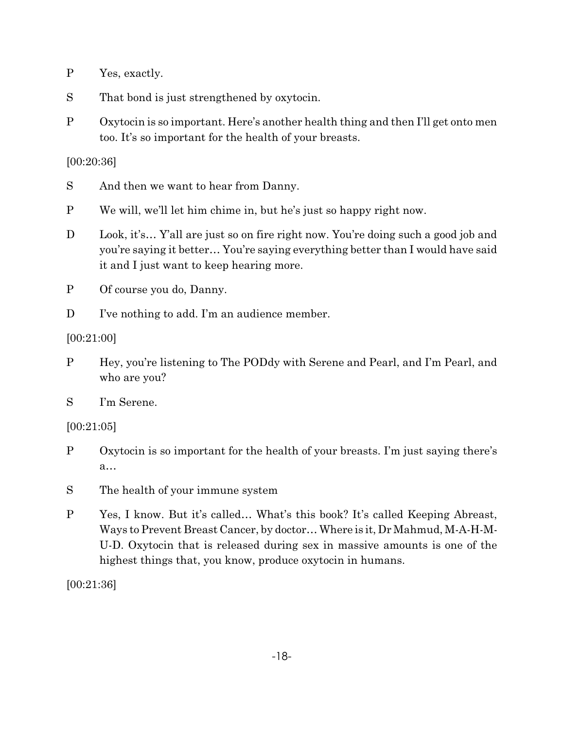P Yes, exactly.

S That bond is just strengthened by oxytocin.

P Oxytocin is so important. Here's another health thing and then I'll get onto men too. It's so important for the health of your breasts.

[00:20:36]

S And then we want to hear from Danny.

P We will, we'll let him chime in, but he's just so happy right now.

D Look, it's… Y'all are just so on fire right now. You're doing such a good job and you're saying it better… You're saying everything better than I would have said it and I just want to keep hearing more.

P Of course you do, Danny.

D I've nothing to add. I'm an audience member.

[00:21:00]

P Hey, you're listening to The PODdy with Serene and Pearl, and I'm Pearl, and who are you?

S I'm Serene.

[00:21:05]

P Oxytocin is so important for the health of your breasts. I'm just saying there's a…

S The health of your immune system

P Yes, I know. But it's called… What's this book? It's called Keeping Abreast, Ways to Prevent Breast Cancer, by doctor… Where is it, Dr Mahmud, M-A-H-M-U-D. Oxytocin that is released during sex in massive amounts is one of the highest things that, you know, produce oxytocin in humans.

[00:21:36]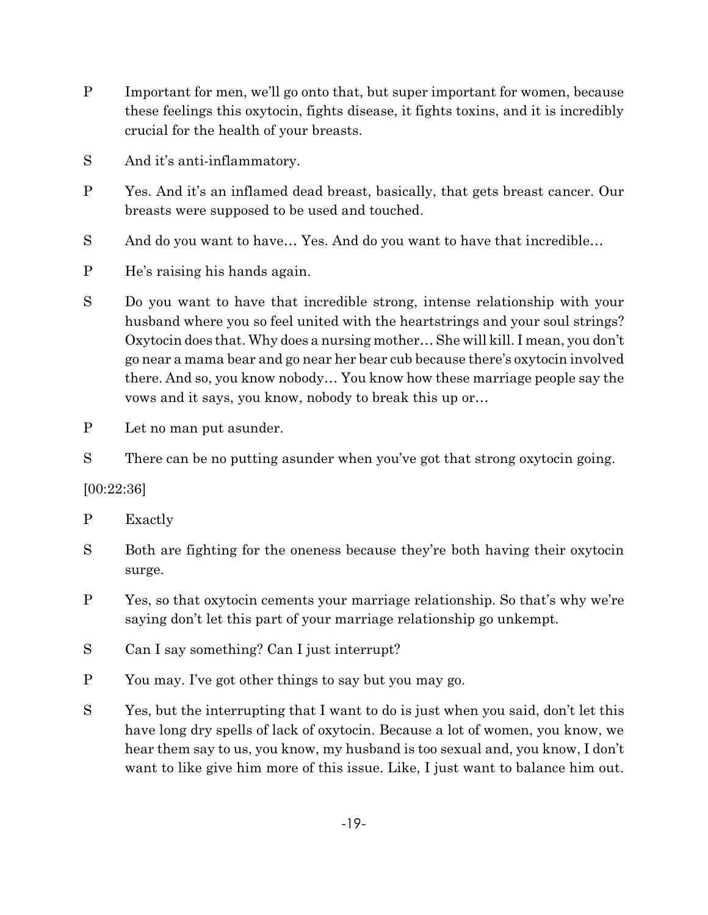P Important for men, we'll go onto that, but super important for women, because these feelings this oxytocin, fights disease, it fights toxins, and it is incredibly crucial for the health of your breasts.

S And it's anti-inflammatory.

P Yes. And it's an inflamed dead breast, basically, that gets breast cancer. Our breasts were supposed to be used and touched.

S And do you want to have… Yes. And do you want to have that incredible…

P He's raising his hands again.

S Do you want to have that incredible strong, intense relationship with your husband where you so feel united with the heartstrings and your soul strings? Oxytocin does that. Why does a nursing mother… She will kill. I mean, you don't go near a mama bear and go near her bear cub because there's oxytocin involved there. And so, you know nobody… You know how these marriage people say the vows and it says, you know, nobody to break this up or…

P Let no man put asunder.

S There can be no putting asunder when you've got that strong oxytocin going.

[00:22:36]

P Exactly

S Both are fighting for the oneness because they're both having their oxytocin surge.

P Yes, so that oxytocin cements your marriage relationship. So that's why we're saying don't let this part of your marriage relationship go unkempt.

S Can I say something? Can I just interrupt?

P You may. I've got other things to say but you may go.

S Yes, but the interrupting that I want to do is just when you said, don't let this have long dry spells of lack of oxytocin. Because a lot of women, you know, we hear them say to us, you know, my husband is too sexual and, you know, I don't want to like give him more of this issue. Like, I just want to balance him out.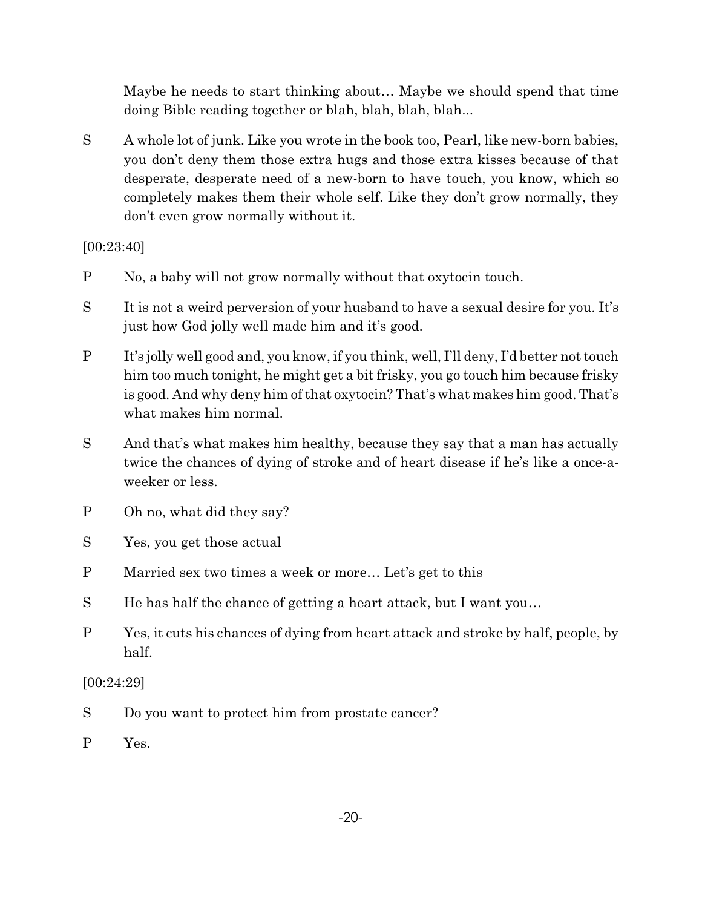Maybe he needs to start thinking about… Maybe we should spend that time doing Bible reading together or blah, blah, blah, blah...

S A whole lot of junk. Like you wrote in the book too, Pearl, like new-born babies, you don't deny them those extra hugs and those extra kisses because of that desperate, desperate need of a new-born to have touch, you know, which so completely makes them their whole self. Like they don't grow normally, they don't even grow normally without it.

[00:23:40]

P No, a baby will not grow normally without that oxytocin touch.

S It is not a weird perversion of your husband to have a sexual desire for you. It's just how God jolly well made him and it's good.

P It's jolly well good and, you know, if you think, well, I'll deny, I'd better not touch him too much tonight, he might get a bit frisky, you go touch him because frisky is good. And why deny him of that oxytocin? That's what makes him good. That's what makes him normal.

S And that's what makes him healthy, because they say that a man has actually twice the chances of dying of stroke and of heart disease if he's like a once-a-weeker or less.

P Oh no, what did they say?

S Yes, you get those actual

P Married sex two times a week or more… Let's get to this

S He has half the chance of getting a heart attack, but I want you…

P Yes, it cuts his chances of dying from heart attack and stroke by half, people, by half.

[00:24:29]

S Do you want to protect him from prostate cancer?

P Yes.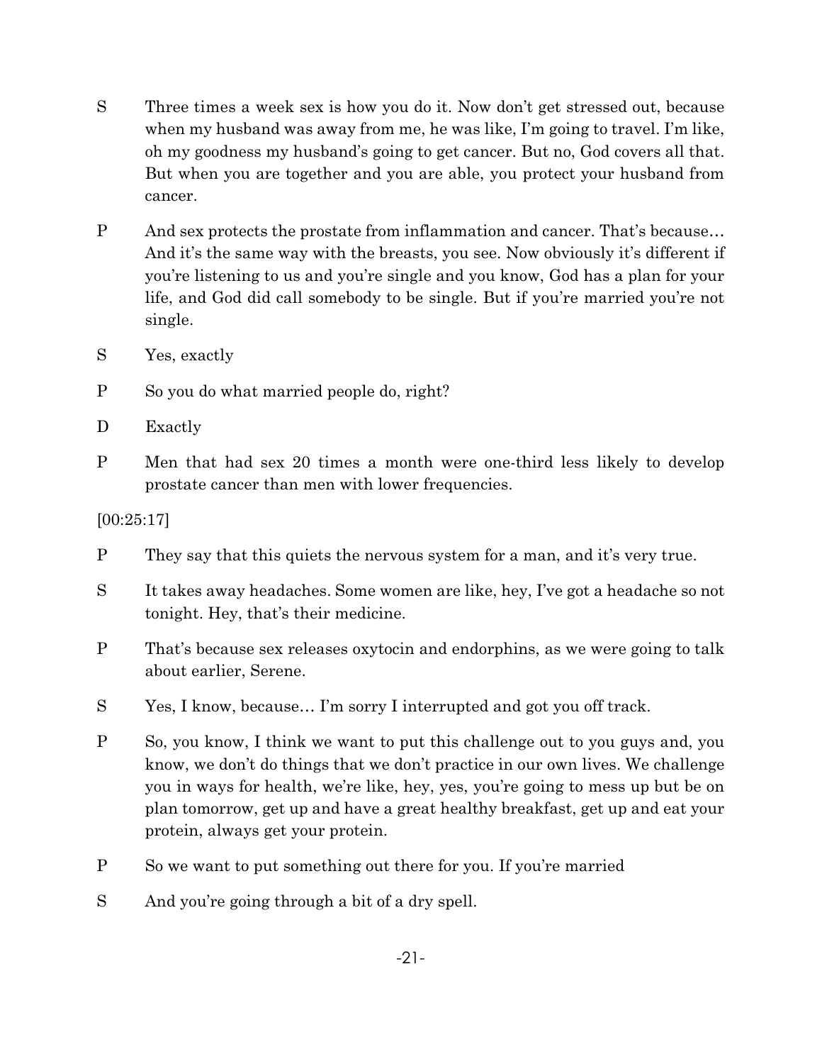S Three times a week sex is how you do it. Now don't get stressed out, because when my husband was away from me, he was like, I'm going to travel. I'm like, oh my goodness my husband's going to get cancer. But no, God covers all that. But when you are together and you are able, you protect your husband from cancer.

P And sex protects the prostate from inflammation and cancer. That's because… And it's the same way with the breasts, you see. Now obviously it's different if you're listening to us and you're single and you know, God has a plan for your life, and God did call somebody to be single. But if you're married you're not single.

S Yes, exactly

P So you do what married people do, right?

D Exactly

P Men that had sex 20 times a month were one-third less likely to develop prostate cancer than men with lower frequencies.

[00:25:17]

P They say that this quiets the nervous system for a man, and it's very true.

S It takes away headaches. Some women are like, hey, I've got a headache so not tonight. Hey, that's their medicine.

P That's because sex releases oxytocin and endorphins, as we were going to talk about earlier, Serene.

S Yes, I know, because… I'm sorry I interrupted and got you off track.

P So, you know, I think we want to put this challenge out to you guys and, you know, we don't do things that we don't practice in our own lives. We challenge you in ways for health, we're like, hey, yes, you're going to mess up but be on plan tomorrow, get up and have a great healthy breakfast, get up and eat your protein, always get your protein.

P So we want to put something out there for you. If you're married

S And you're going through a bit of a dry spell.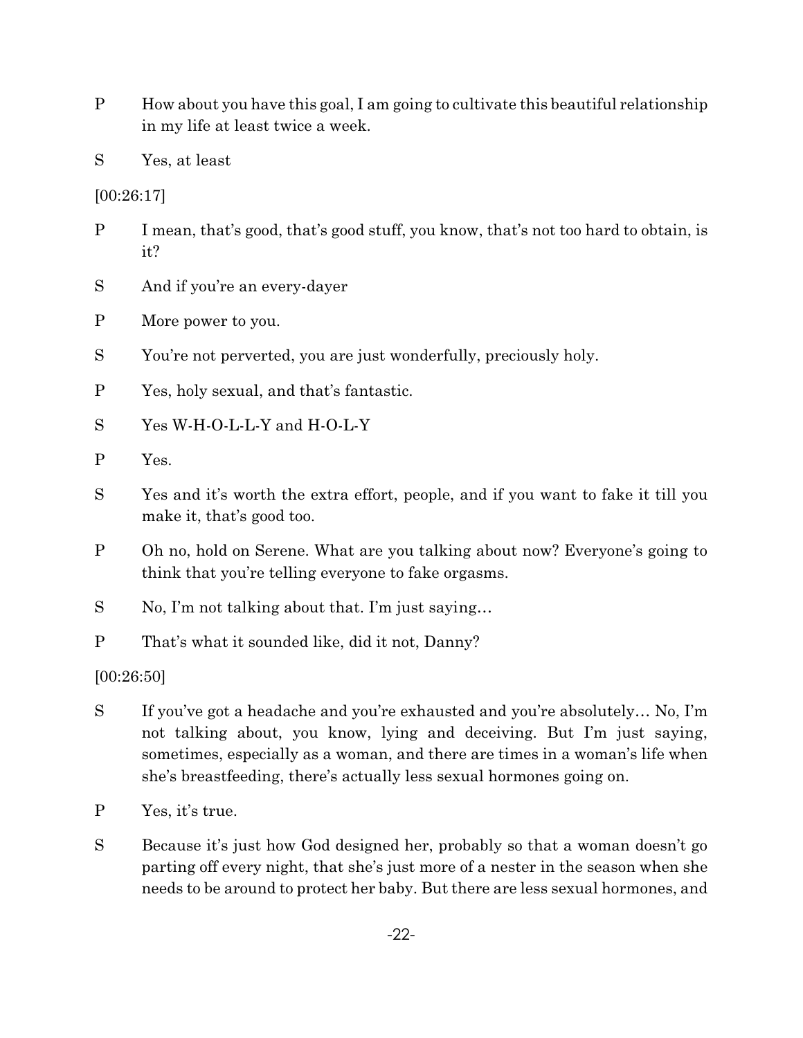P How about you have this goal, I am going to cultivate this beautiful relationship in my life at least twice a week.

S Yes, at least

[00:26:17]

P I mean, that's good, that's good stuff, you know, that's not too hard to obtain, is it?

S And if you're an every-dayer

P More power to you.

S You're not perverted, you are just wonderfully, preciously holy.

P Yes, holy sexual, and that's fantastic.

S Yes W-H-O-L-L-Y and H-O-L-Y

P Yes.

S Yes and it's worth the extra effort, people, and if you want to fake it till you make it, that's good too.

P Oh no, hold on Serene. What are you talking about now? Everyone's going to think that you're telling everyone to fake orgasms.

S No, I'm not talking about that. I'm just saying…

P That's what it sounded like, did it not, Danny?

[00:26:50]

S If you've got a headache and you're exhausted and you're absolutely… No, I'm not talking about, you know, lying and deceiving. But I'm just saying, sometimes, especially as a woman, and there are times in a woman's life when she's breastfeeding, there's actually less sexual hormones going on.

P Yes, it's true.

S Because it's just how God designed her, probably so that a woman doesn't go parting off every night, that she's just more of a nester in the season when she needs to be around to protect her baby. But there are less sexual hormones, and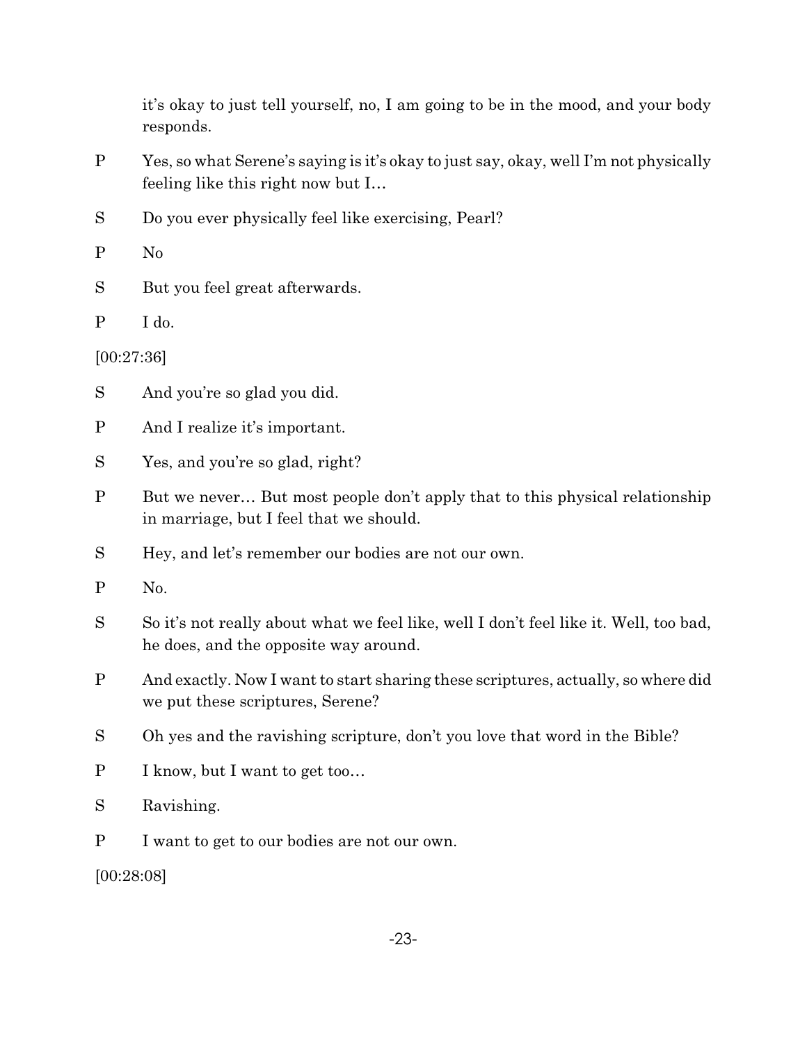it's okay to just tell yourself, no, I am going to be in the mood, and your body responds.

P Yes, so what Serene's saying is it's okay to just say, okay, well I'm not physically feeling like this right now but I…

S Do you ever physically feel like exercising, Pearl?

P No

S But you feel great afterwards.

P I do.

[00:27:36]

S And you're so glad you did.

P And I realize it's important.

S Yes, and you're so glad, right?

P But we never… But most people don't apply that to this physical relationship in marriage, but I feel that we should.

S Hey, and let's remember our bodies are not our own.

P No.

S So it's not really about what we feel like, well I don't feel like it. Well, too bad, he does, and the opposite way around.

P And exactly. Now I want to start sharing these scriptures, actually, so where did we put these scriptures, Serene?

S Oh yes and the ravishing scripture, don't you love that word in the Bible?

P I know, but I want to get too…

S Ravishing.

P I want to get to our bodies are not our own.

[00:28:08]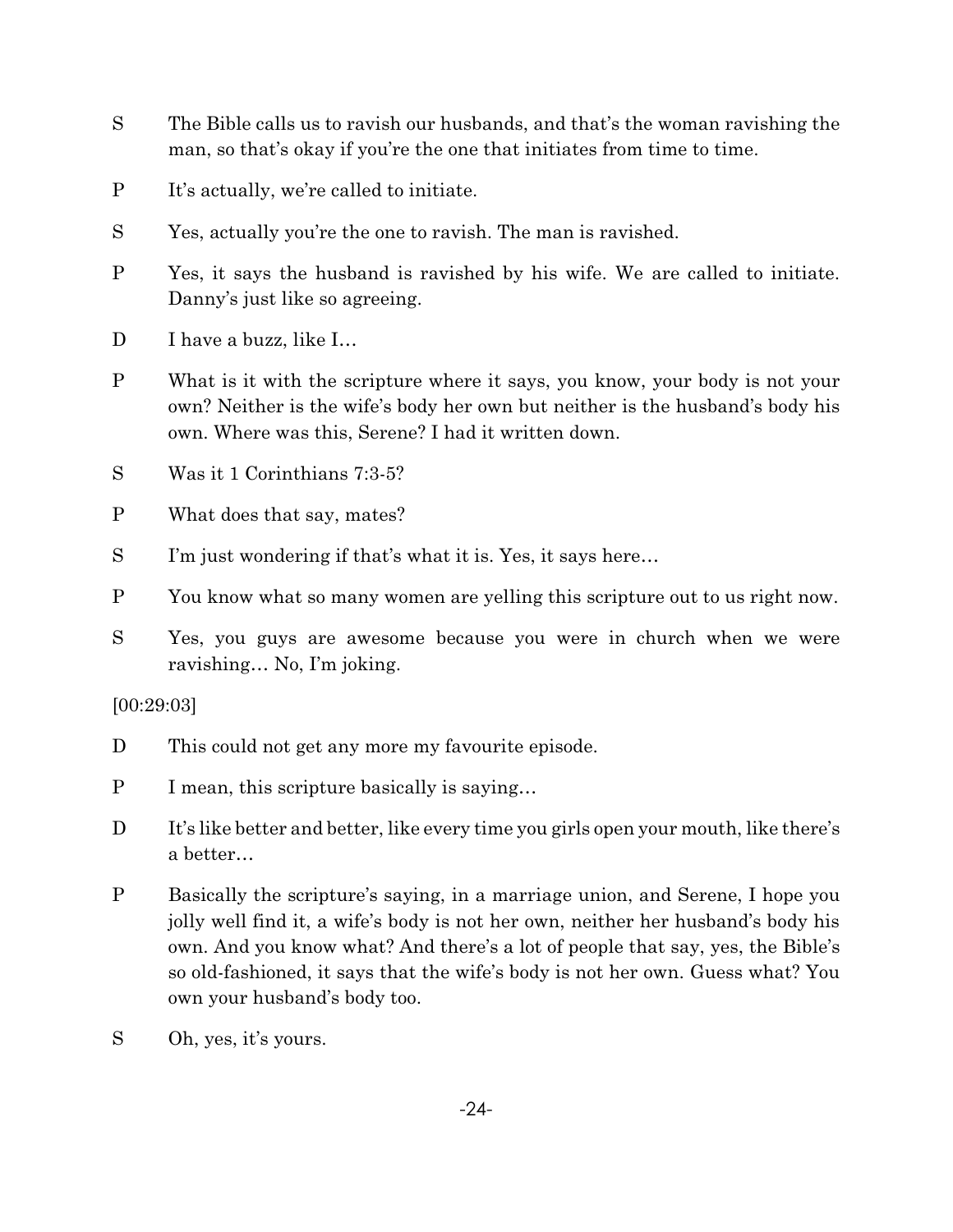S The Bible calls us to ravish our husbands, and that's the woman ravishing the man, so that's okay if you're the one that initiates from time to time.

P It's actually, we're called to initiate.

S Yes, actually you're the one to ravish. The man is ravished.

P Yes, it says the husband is ravished by his wife. We are called to initiate. Danny's just like so agreeing.

D I have a buzz, like I…

P What is it with the scripture where it says, you know, your body is not your own? Neither is the wife's body her own but neither is the husband's body his own. Where was this, Serene? I had it written down.

S Was it 1 Corinthians 7:3-5?

P What does that say, mates?

S I'm just wondering if that's what it is. Yes, it says here…

P You know what so many women are yelling this scripture out to us right now.

S Yes, you guys are awesome because you were in church when we were ravishing… No, I'm joking.

[00:29:03]

D This could not get any more my favourite episode.

P I mean, this scripture basically is saying…

D It's like better and better, like every time you girls open your mouth, like there's a better…

P Basically the scripture's saying, in a marriage union, and Serene, I hope you jolly well find it, a wife's body is not her own, neither her husband's body his own. And you know what? And there's a lot of people that say, yes, the Bible's so old-fashioned, it says that the wife's body is not her own. Guess what? You own your husband's body too.

S Oh, yes, it's yours.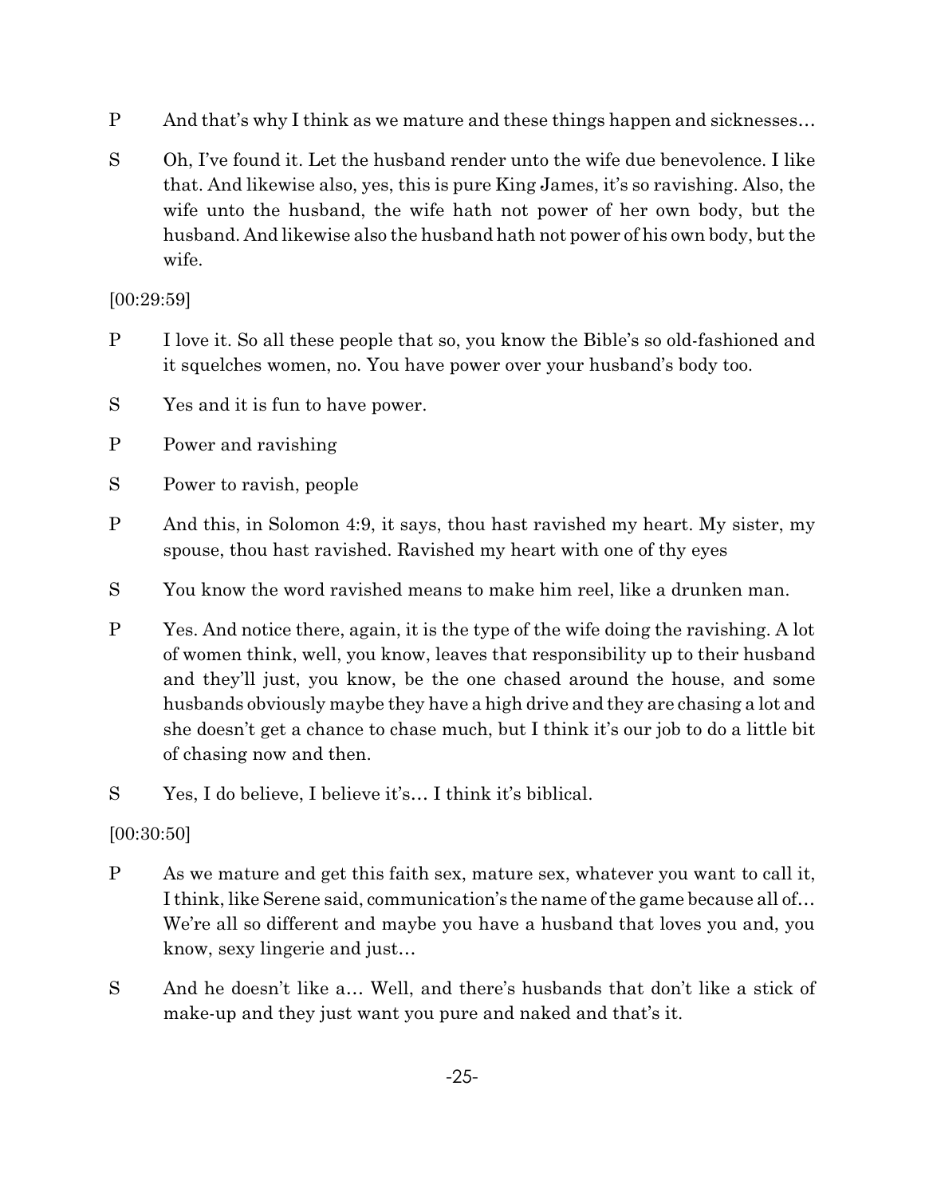P And that's why I think as we mature and these things happen and sicknesses…

S Oh, I've found it. Let the husband render unto the wife due benevolence. I like that. And likewise also, yes, this is pure King James, it's so ravishing. Also, the wife unto the husband, the wife hath not power of her own body, but the husband. And likewise also the husband hath not power of his own body, but the wife.

[00:29:59]

P I love it. So all these people that so, you know the Bible's so old-fashioned and it squelches women, no. You have power over your husband's body too.

S Yes and it is fun to have power.

P Power and ravishing

S Power to ravish, people

P And this, in Solomon 4:9, it says, thou hast ravished my heart. My sister, my spouse, thou hast ravished. Ravished my heart with one of thy eyes

S You know the word ravished means to make him reel, like a drunken man.

P Yes. And notice there, again, it is the type of the wife doing the ravishing. A lot of women think, well, you know, leaves that responsibility up to their husband and they'll just, you know, be the one chased around the house, and some husbands obviously maybe they have a high drive and they are chasing a lot and she doesn't get a chance to chase much, but I think it's our job to do a little bit of chasing now and then.

S Yes, I do believe, I believe it's… I think it's biblical.

[00:30:50]

P As we mature and get this faith sex, mature sex, whatever you want to call it, I think, like Serene said, communication's the name of the game because all of… We're all so different and maybe you have a husband that loves you and, you know, sexy lingerie and just…

S And he doesn't like a… Well, and there's husbands that don't like a stick of make-up and they just want you pure and naked and that's it.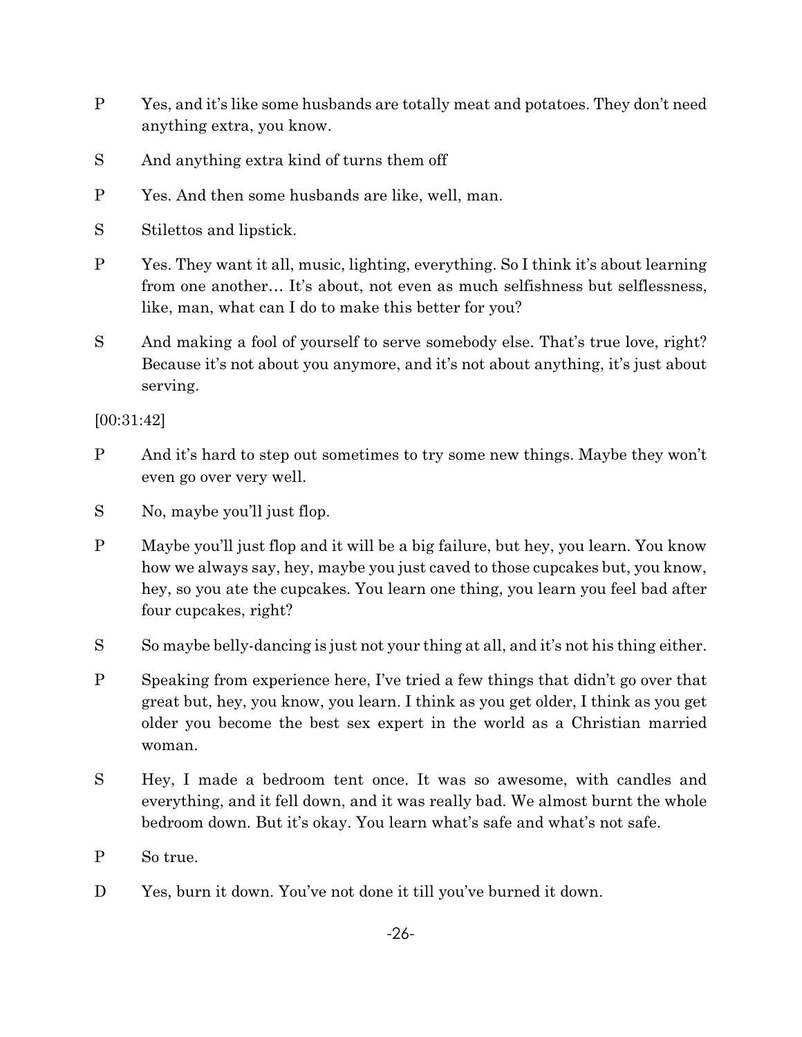P Yes, and it's like some husbands are totally meat and potatoes. They don't need anything extra, you know.

S And anything extra kind of turns them off

P Yes. And then some husbands are like, well, man.

S Stilettos and lipstick.

P Yes. They want it all, music, lighting, everything. So I think it's about learning from one another… It's about, not even as much selfishness but selflessness, like, man, what can I do to make this better for you?

S And making a fool of yourself to serve somebody else. That's true love, right? Because it's not about you anymore, and it's not about anything, it's just about serving.

[00:31:42]

P And it's hard to step out sometimes to try some new things. Maybe they won't even go over very well.

S No, maybe you'll just flop.

P Maybe you'll just flop and it will be a big failure, but hey, you learn. You know how we always say, hey, maybe you just caved to those cupcakes but, you know, hey, so you ate the cupcakes. You learn one thing, you learn you feel bad after four cupcakes, right?

S So maybe belly-dancing is just not your thing at all, and it's not his thing either.

P Speaking from experience here, I've tried a few things that didn't go over that great but, hey, you know, you learn. I think as you get older, I think as you get older you become the best sex expert in the world as a Christian married woman.

S Hey, I made a bedroom tent once. It was so awesome, with candles and everything, and it fell down, and it was really bad. We almost burnt the whole bedroom down. But it's okay. You learn what's safe and what's not safe.

P So true.

D Yes, burn it down. You've not done it till you've burned it down.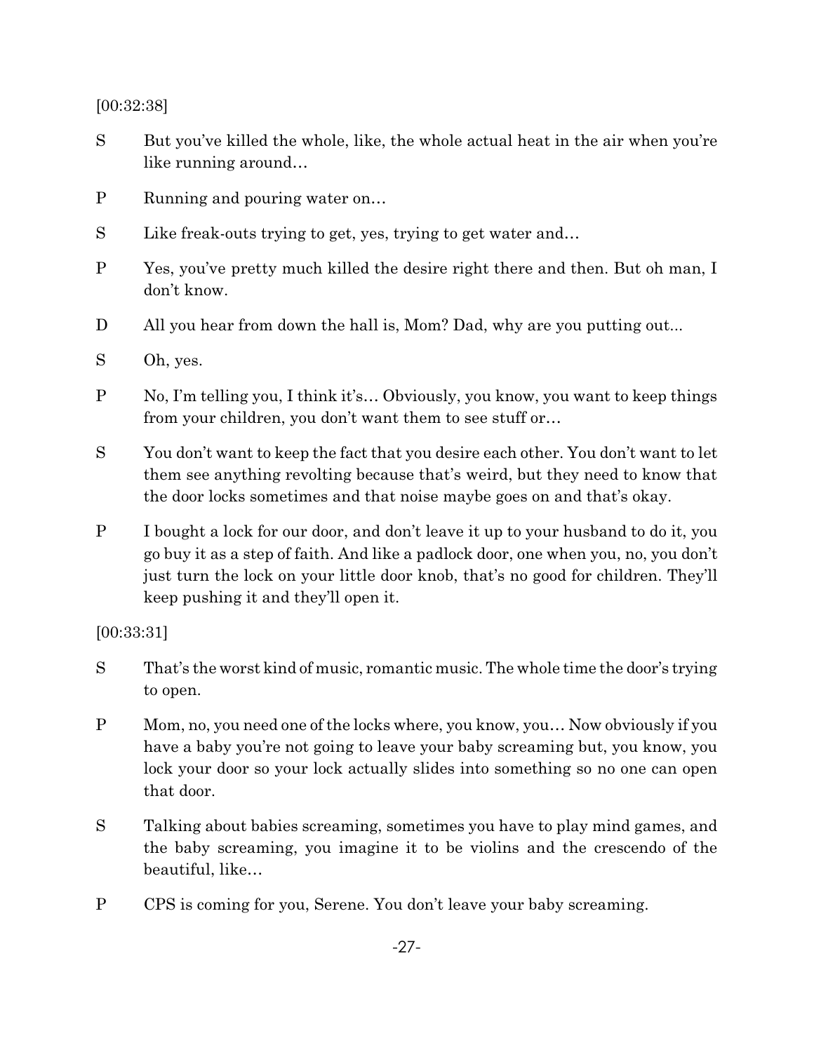[00:32:38]

S But you've killed the whole, like, the whole actual heat in the air when you're like running around…

P Running and pouring water on…

S Like freak-outs trying to get, yes, trying to get water and…

P Yes, you've pretty much killed the desire right there and then. But oh man, I don't know.

D All you hear from down the hall is, Mom? Dad, why are you putting out...

S Oh, yes.

P No, I'm telling you, I think it's… Obviously, you know, you want to keep things from your children, you don't want them to see stuff or…

S You don't want to keep the fact that you desire each other. You don't want to let them see anything revolting because that's weird, but they need to know that the door locks sometimes and that noise maybe goes on and that's okay.

P I bought a lock for our door, and don't leave it up to your husband to do it, you go buy it as a step of faith. And like a padlock door, one when you, no, you don't just turn the lock on your little door knob, that's no good for children. They'll keep pushing it and they'll open it.

[00:33:31]

S That's the worst kind of music, romantic music. The whole time the door's trying to open.

P Mom, no, you need one of the locks where, you know, you… Now obviously if you have a baby you're not going to leave your baby screaming but, you know, you lock your door so your lock actually slides into something so no one can open that door.

S Talking about babies screaming, sometimes you have to play mind games, and the baby screaming, you imagine it to be violins and the crescendo of the beautiful, like…

P CPS is coming for you, Serene. You don't leave your baby screaming.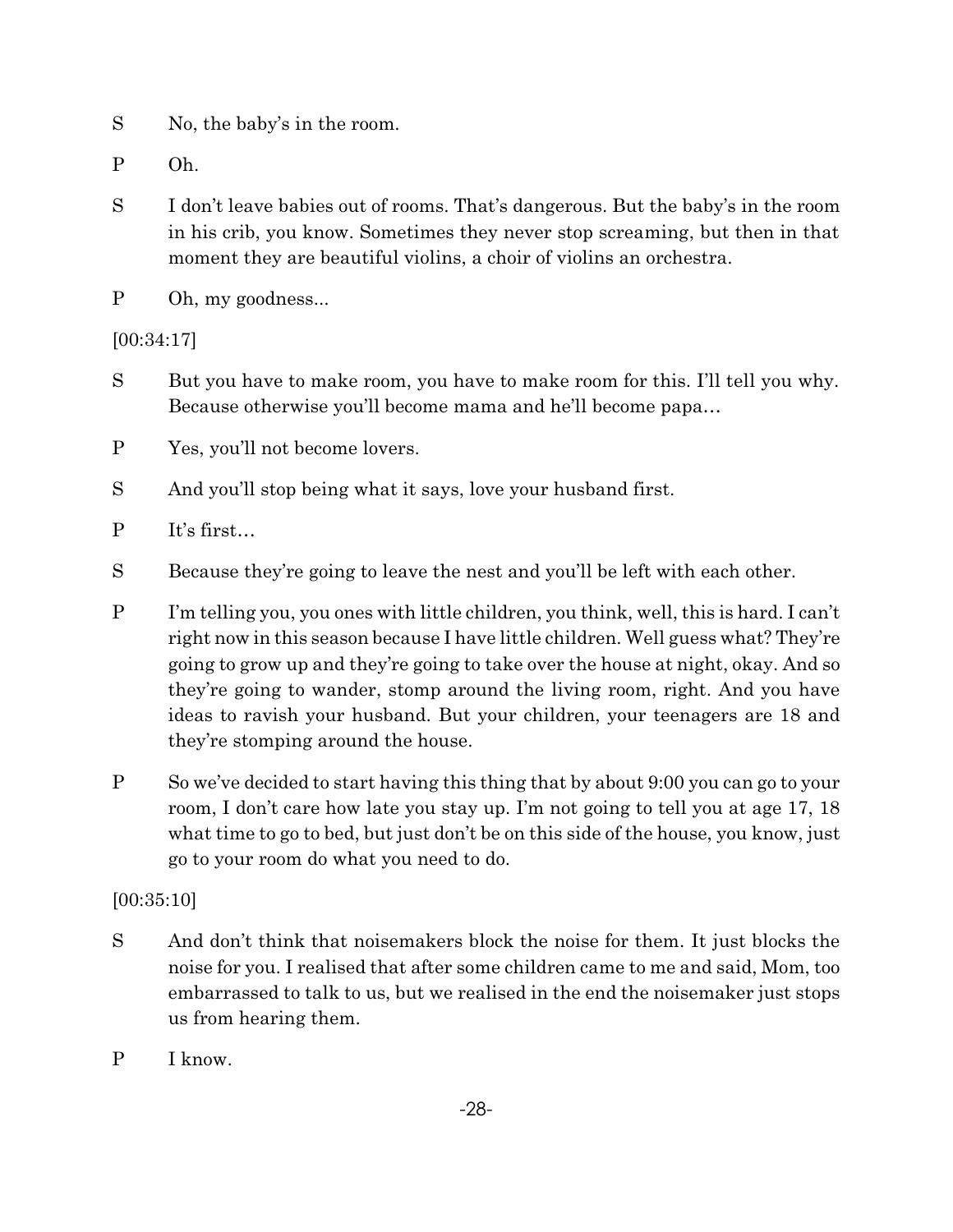S No, the baby's in the room.

P Oh.

S I don't leave babies out of rooms. That's dangerous. But the baby's in the room in his crib, you know. Sometimes they never stop screaming, but then in that moment they are beautiful violins, a choir of violins an orchestra.

P Oh, my goodness...

[00:34:17]

S But you have to make room, you have to make room for this. I'll tell you why. Because otherwise you'll become mama and he'll become papa…

P Yes, you'll not become lovers.

S And you'll stop being what it says, love your husband first.

P It's first…

S Because they're going to leave the nest and you'll be left with each other.

P I'm telling you, you ones with little children, you think, well, this is hard. I can't right now in this season because I have little children. Well guess what? They're going to grow up and they're going to take over the house at night, okay. And so they're going to wander, stomp around the living room, right. And you have ideas to ravish your husband. But your children, your teenagers are 18 and they're stomping around the house.

P So we've decided to start having this thing that by about 9:00 you can go to your room, I don't care how late you stay up. I'm not going to tell you at age 17, 18 what time to go to bed, but just don't be on this side of the house, you know, just go to your room do what you need to do.

[00:35:10]

S And don't think that noisemakers block the noise for them. It just blocks the noise for you. I realised that after some children came to me and said, Mom, too embarrassed to talk to us, but we realised in the end the noisemaker just stops us from hearing them.

P I know.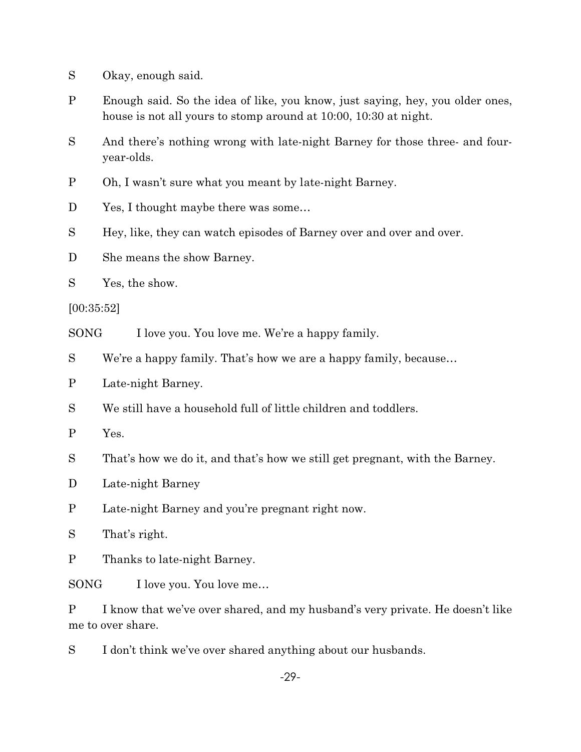S Okay, enough said.

P Enough said. So the idea of like, you know, just saying, hey, you older ones, house is not all yours to stomp around at 10:00, 10:30 at night.

S And there's nothing wrong with late-night Barney for those three- and four-year-olds.

P Oh, I wasn't sure what you meant by late-night Barney.

D Yes, I thought maybe there was some…

S Hey, like, they can watch episodes of Barney over and over and over.

D She means the show Barney.

S Yes, the show.

[00:35:52]

SONG I love you. You love me. We're a happy family.

S We're a happy family. That's how we are a happy family, because…

P Late-night Barney.

S We still have a household full of little children and toddlers.

P Yes.

S That's how we do it, and that's how we still get pregnant, with the Barney.

D Late-night Barney

P Late-night Barney and you're pregnant right now.

S That's right.

P Thanks to late-night Barney.

SONG I love you. You love me…

P I know that we've over shared, and my husband's very private. He doesn't like me to over share.

S I don't think we've over shared anything about our husbands.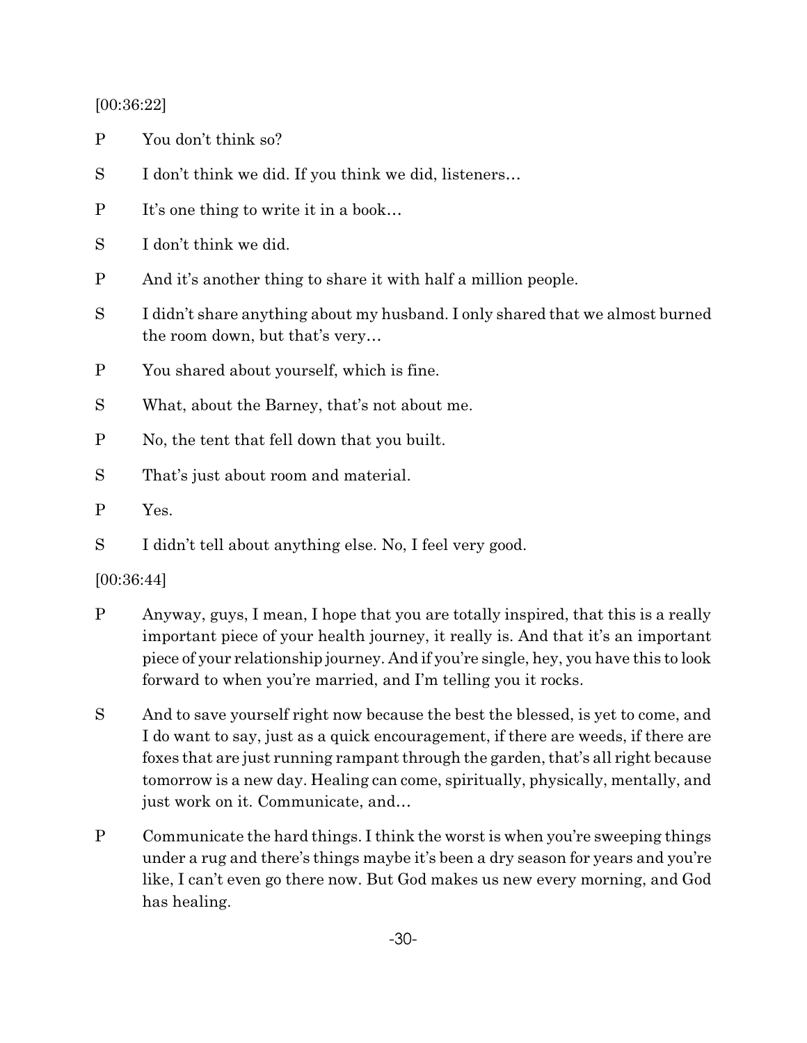[00:36:22]

P You don't think so?

S I don't think we did. If you think we did, listeners…

P It's one thing to write it in a book…

S I don't think we did.

P And it's another thing to share it with half a million people.

S I didn't share anything about my husband. I only shared that we almost burned the room down, but that's very…

P You shared about yourself, which is fine.

S What, about the Barney, that's not about me.

P No, the tent that fell down that you built.

S That's just about room and material.

P Yes.

S I didn't tell about anything else. No, I feel very good.

[00:36:44]

P Anyway, guys, I mean, I hope that you are totally inspired, that this is a really important piece of your health journey, it really is. And that it's an important piece of your relationship journey. And if you're single, hey, you have this to look forward to when you're married, and I'm telling you it rocks.

S And to save yourself right now because the best the blessed, is yet to come, and I do want to say, just as a quick encouragement, if there are weeds, if there are foxes that are just running rampant through the garden, that's all right because tomorrow is a new day. Healing can come, spiritually, physically, mentally, and just work on it. Communicate, and…

P Communicate the hard things. I think the worst is when you're sweeping things under a rug and there's things maybe it's been a dry season for years and you're like, I can't even go there now. But God makes us new every morning, and God has healing.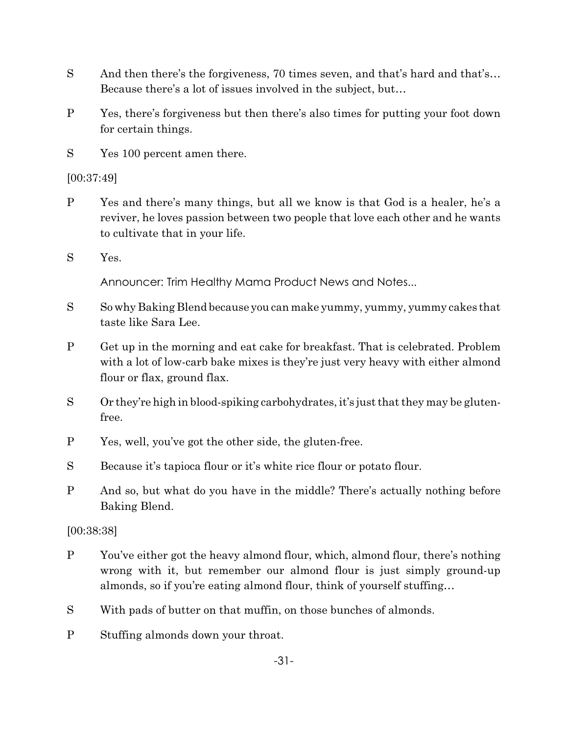S And then there's the forgiveness, 70 times seven, and that's hard and that's… Because there's a lot of issues involved in the subject, but…

P Yes, there's forgiveness but then there's also times for putting your foot down for certain things.

S Yes 100 percent amen there.

[00:37:49]

P Yes and there's many things, but all we know is that God is a healer, he's a reviver, he loves passion between two people that love each other and he wants to cultivate that in your life.

S Yes.

Announcer: Trim Healthy Mama Product News and Notes...

S So why Baking Blend because you can make yummy, yummy, yummy cakes that taste like Sara Lee.

P Get up in the morning and eat cake for breakfast. That is celebrated. Problem with a lot of low-carb bake mixes is they're just very heavy with either almond flour or flax, ground flax.

S Or they're high in blood-spiking carbohydrates, it's just that they may be gluten-free.

P Yes, well, you've got the other side, the gluten-free.

S Because it's tapioca flour or it's white rice flour or potato flour.

P And so, but what do you have in the middle? There's actually nothing before Baking Blend.

[00:38:38]

P You've either got the heavy almond flour, which, almond flour, there's nothing wrong with it, but remember our almond flour is just simply ground-up almonds, so if you're eating almond flour, think of yourself stuffing…

S With pads of butter on that muffin, on those bunches of almonds.

P Stuffing almonds down your throat.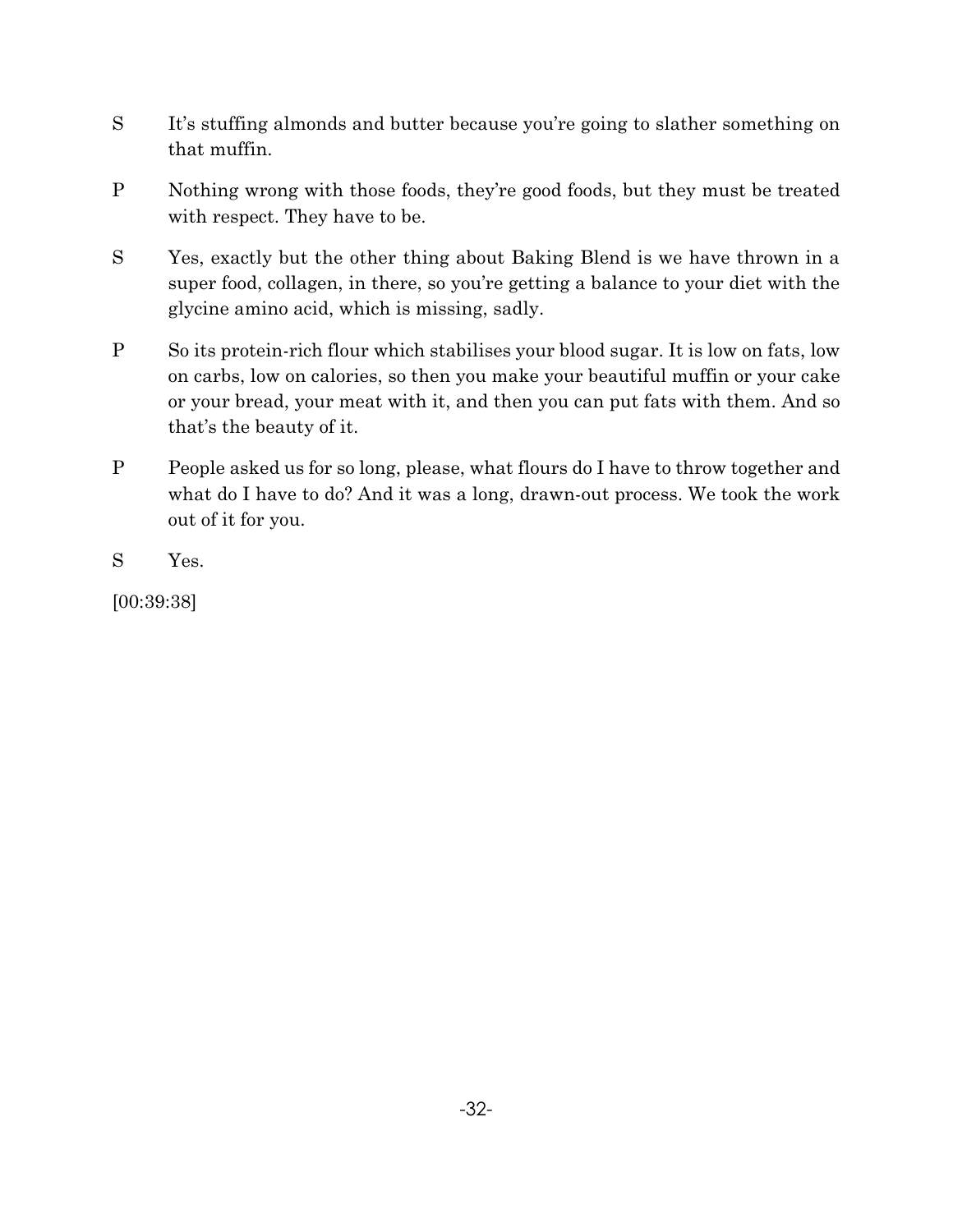S It's stuffing almonds and butter because you're going to slather something on that muffin.

P Nothing wrong with those foods, they're good foods, but they must be treated with respect. They have to be.

S Yes, exactly but the other thing about Baking Blend is we have thrown in a super food, collagen, in there, so you're getting a balance to your diet with the glycine amino acid, which is missing, sadly.

P So its protein-rich flour which stabilises your blood sugar. It is low on fats, low on carbs, low on calories, so then you make your beautiful muffin or your cake or your bread, your meat with it, and then you can put fats with them. And so that's the beauty of it.

P People asked us for so long, please, what flours do I have to throw together and what do I have to do? And it was a long, drawn-out process. We took the work out of it for you.

S Yes.

[00:39:38]